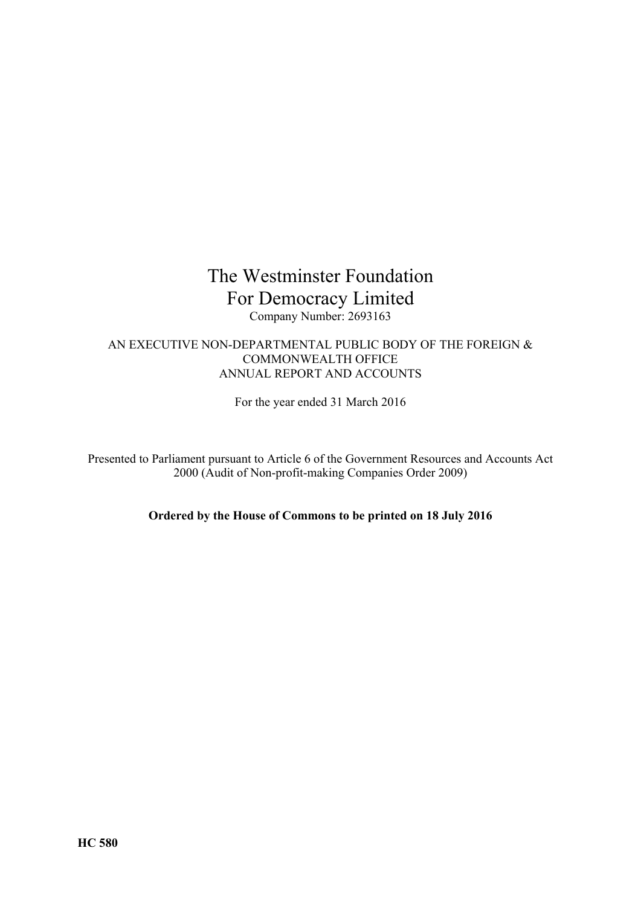# The Westminster Foundation For Democracy Limited

Company Number: 2693163

AN EXECUTIVE NON-DEPARTMENTAL PUBLIC BODY OF THE FOREIGN & COMMONWEALTH OFFICE
ANNUAL REPORT AND ACCOUNTS

For the year ended 31 March 2016

Presented to Parliament pursuant to Article 6 of the Government Resources and Accounts Act 2000 (Audit of Non-profit-making Companies Order 2009)

**Ordered by the House of Commons to be printed on 18 July 2016**

**HC 580**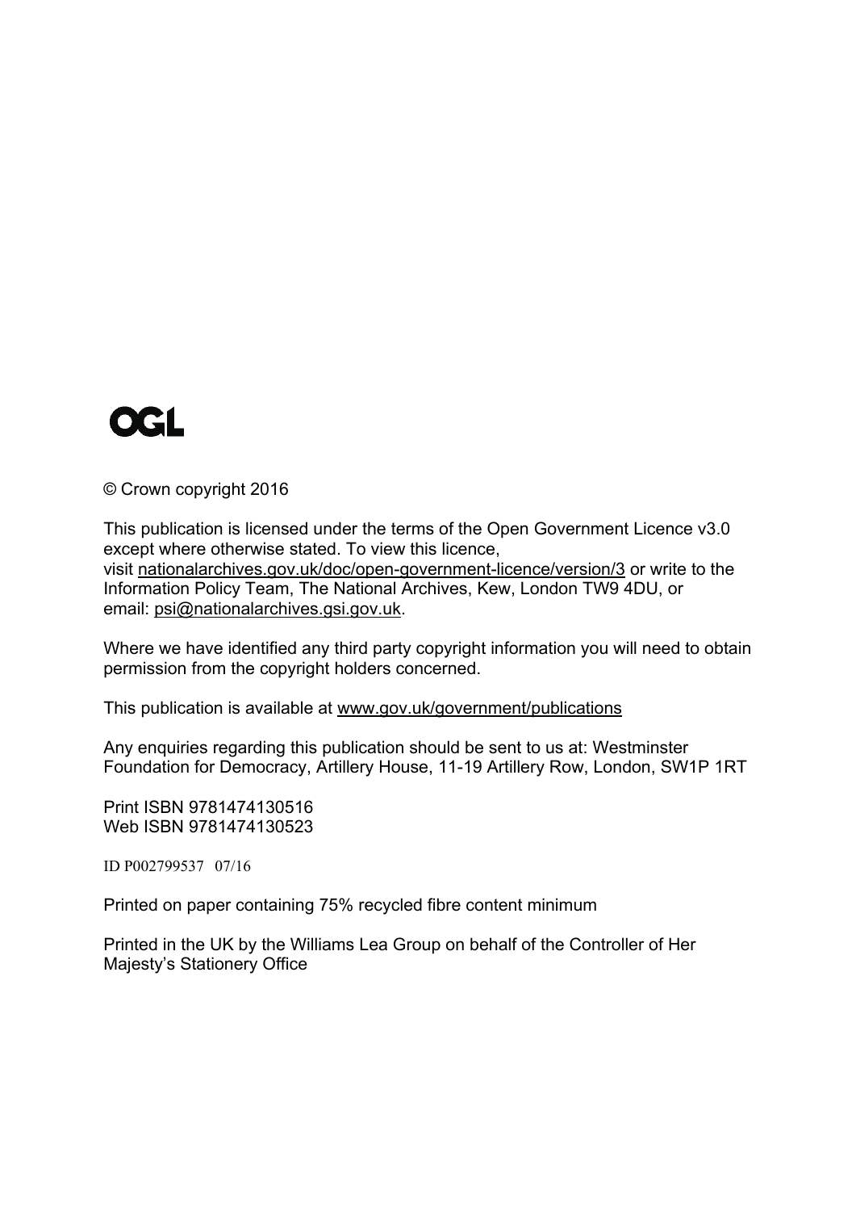OGL

© Crown copyright 2016

This publication is licensed under the terms of the Open Government Licence v3.0 except where otherwise stated. To view this licence, visit nationalarchives.gov.uk/doc/open-government-licence/version/3 or write to the Information Policy Team, The National Archives, Kew, London TW9 4DU, or email: psi@nationalarchives.gsi.gov.uk.

Where we have identified any third party copyright information you will need to obtain permission from the copyright holders concerned.

This publication is available at www.gov.uk/government/publications

Any enquiries regarding this publication should be sent to us at: Westminster Foundation for Democracy, Artillery House, 11-19 Artillery Row, London, SW1P 1RT

Print ISBN 9781474130516
Web ISBN 9781474130523

ID P002799537 07/16

Printed on paper containing 75% recycled fibre content minimum

Printed in the UK by the Williams Lea Group on behalf of the Controller of Her Majesty's Stationery Office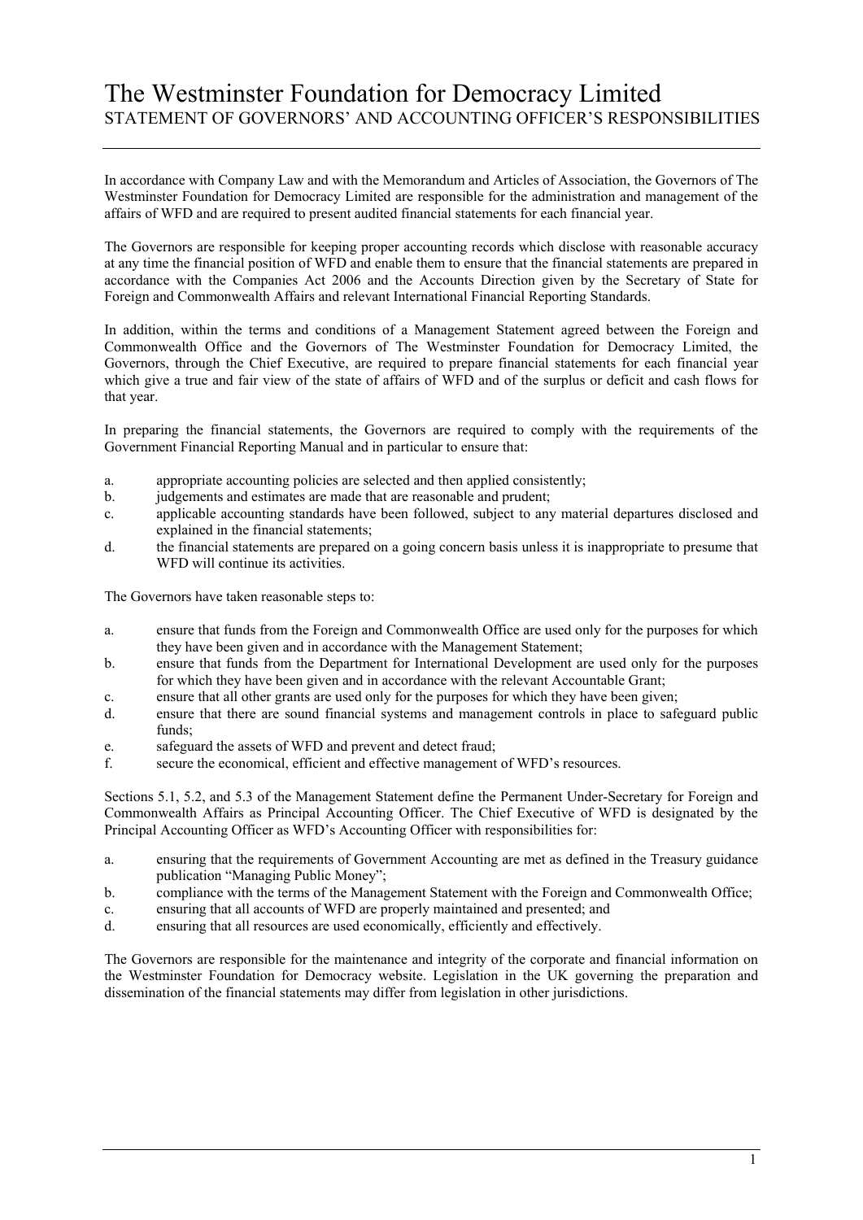# The Westminster Foundation for Democracy Limited

## STATEMENT OF GOVERNORS' AND ACCOUNTING OFFICER'S RESPONSIBILITIES

In accordance with Company Law and with the Memorandum and Articles of Association, the Governors of The Westminster Foundation for Democracy Limited are responsible for the administration and management of the affairs of WFD and are required to present audited financial statements for each financial year.

The Governors are responsible for keeping proper accounting records which disclose with reasonable accuracy at any time the financial position of WFD and enable them to ensure that the financial statements are prepared in accordance with the Companies Act 2006 and the Accounts Direction given by the Secretary of State for Foreign and Commonwealth Affairs and relevant International Financial Reporting Standards.

In addition, within the terms and conditions of a Management Statement agreed between the Foreign and Commonwealth Office and the Governors of The Westminster Foundation for Democracy Limited, the Governors, through the Chief Executive, are required to prepare financial statements for each financial year which give a true and fair view of the state of affairs of WFD and of the surplus or deficit and cash flows for that year.

In preparing the financial statements, the Governors are required to comply with the requirements of the Government Financial Reporting Manual and in particular to ensure that:

a. appropriate accounting policies are selected and then applied consistently;
b. judgements and estimates are made that are reasonable and prudent;
c. applicable accounting standards have been followed, subject to any material departures disclosed and explained in the financial statements;
d. the financial statements are prepared on a going concern basis unless it is inappropriate to presume that WFD will continue its activities.

The Governors have taken reasonable steps to:

a. ensure that funds from the Foreign and Commonwealth Office are used only for the purposes for which they have been given and in accordance with the Management Statement;
b. ensure that funds from the Department for International Development are used only for the purposes for which they have been given and in accordance with the relevant Accountable Grant;
c. ensure that all other grants are used only for the purposes for which they have been given;
d. ensure that there are sound financial systems and management controls in place to safeguard public funds;
e. safeguard the assets of WFD and prevent and detect fraud;
f. secure the economical, efficient and effective management of WFD's resources.

Sections 5.1, 5.2, and 5.3 of the Management Statement define the Permanent Under-Secretary for Foreign and Commonwealth Affairs as Principal Accounting Officer. The Chief Executive of WFD is designated by the Principal Accounting Officer as WFD's Accounting Officer with responsibilities for:

a. ensuring that the requirements of Government Accounting are met as defined in the Treasury guidance publication "Managing Public Money";
b. compliance with the terms of the Management Statement with the Foreign and Commonwealth Office;
c. ensuring that all accounts of WFD are properly maintained and presented; and
d. ensuring that all resources are used economically, efficiently and effectively.

The Governors are responsible for the maintenance and integrity of the corporate and financial information on the Westminster Foundation for Democracy website. Legislation in the UK governing the preparation and dissemination of the financial statements may differ from legislation in other jurisdictions.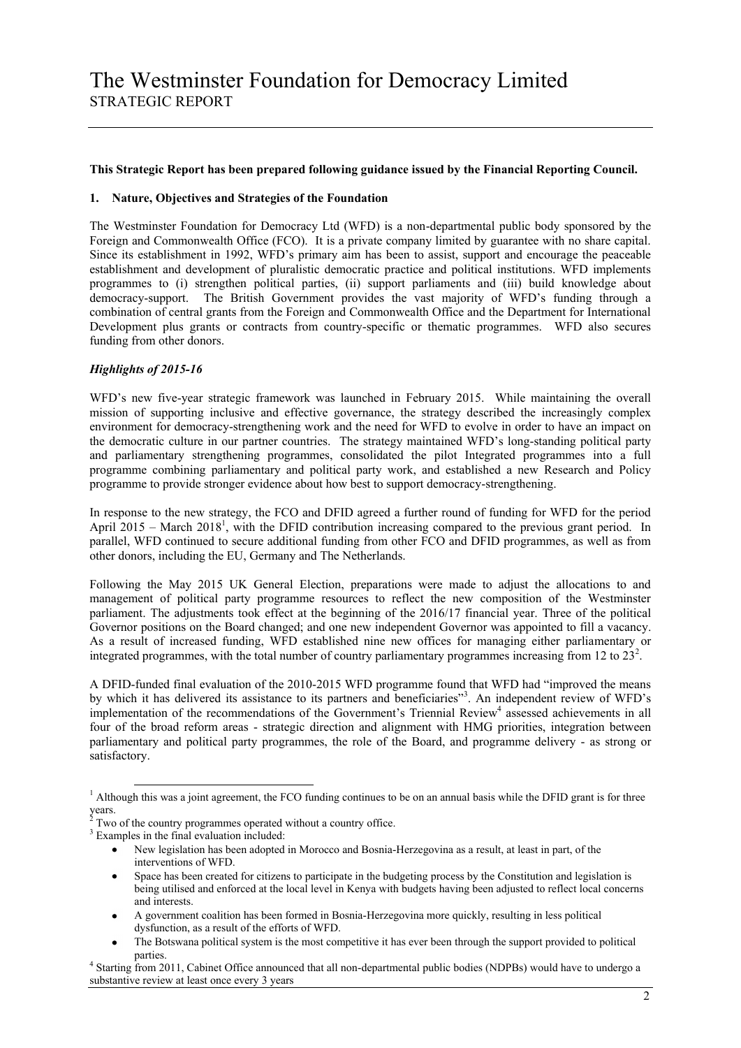# The Westminster Foundation for Democracy Limited
STRATEGIC REPORT

**This Strategic Report has been prepared following guidance issued by the Financial Reporting Council.**

**1. Nature, Objectives and Strategies of the Foundation**

The Westminster Foundation for Democracy Ltd (WFD) is a non-departmental public body sponsored by the Foreign and Commonwealth Office (FCO). It is a private company limited by guarantee with no share capital. Since its establishment in 1992, WFD's primary aim has been to assist, support and encourage the peaceable establishment and development of pluralistic democratic practice and political institutions. WFD implements programmes to (i) strengthen political parties, (ii) support parliaments and (iii) build knowledge about democracy-support. The British Government provides the vast majority of WFD's funding through a combination of central grants from the Foreign and Commonwealth Office and the Department for International Development plus grants or contracts from country-specific or thematic programmes. WFD also secures funding from other donors.

***Highlights of 2015-16***

WFD's new five-year strategic framework was launched in February 2015. While maintaining the overall mission of supporting inclusive and effective governance, the strategy described the increasingly complex environment for democracy-strengthening work and the need for WFD to evolve in order to have an impact on the democratic culture in our partner countries. The strategy maintained WFD's long-standing political party and parliamentary strengthening programmes, consolidated the pilot Integrated programmes into a full programme combining parliamentary and political party work, and established a new Research and Policy programme to provide stronger evidence about how best to support democracy-strengthening.

In response to the new strategy, the FCO and DFID agreed a further round of funding for WFD for the period April 2015 – March 2018[1], with the DFID contribution increasing compared to the previous grant period. In parallel, WFD continued to secure additional funding from other FCO and DFID programmes, as well as from other donors, including the EU, Germany and The Netherlands.

Following the May 2015 UK General Election, preparations were made to adjust the allocations to and management of political party programme resources to reflect the new composition of the Westminster parliament. The adjustments took effect at the beginning of the 2016/17 financial year. Three of the political Governor positions on the Board changed; and one new independent Governor was appointed to fill a vacancy. As a result of increased funding, WFD established nine new offices for managing either parliamentary or integrated programmes, with the total number of country parliamentary programmes increasing from 12 to 23[2].

A DFID-funded final evaluation of the 2010-2015 WFD programme found that WFD had "improved the means by which it has delivered its assistance to its partners and beneficiaries"[3]. An independent review of WFD's implementation of the recommendations of the Government's Triennial Review[4] assessed achievements in all four of the broad reform areas - strategic direction and alignment with HMG priorities, integration between parliamentary and political party programmes, the role of the Board, and programme delivery - as strong or satisfactory.

---

[1] Although this was a joint agreement, the FCO funding continues to be on an annual basis while the DFID grant is for three years.

[2] Two of the country programmes operated without a country office.

[3] Examples in the final evaluation included:

- New legislation has been adopted in Morocco and Bosnia-Herzegovina as a result, at least in part, of the interventions of WFD.
- Space has been created for citizens to participate in the budgeting process by the Constitution and legislation is being utilised and enforced at the local level in Kenya with budgets having been adjusted to reflect local concerns and interests.
- A government coalition has been formed in Bosnia-Herzegovina more quickly, resulting in less political dysfunction, as a result of the efforts of WFD.
- The Botswana political system is the most competitive it has ever been through the support provided to political parties.

[4] Starting from 2011, Cabinet Office announced that all non-departmental public bodies (NDPBs) would have to undergo a substantive review at least once every 3 years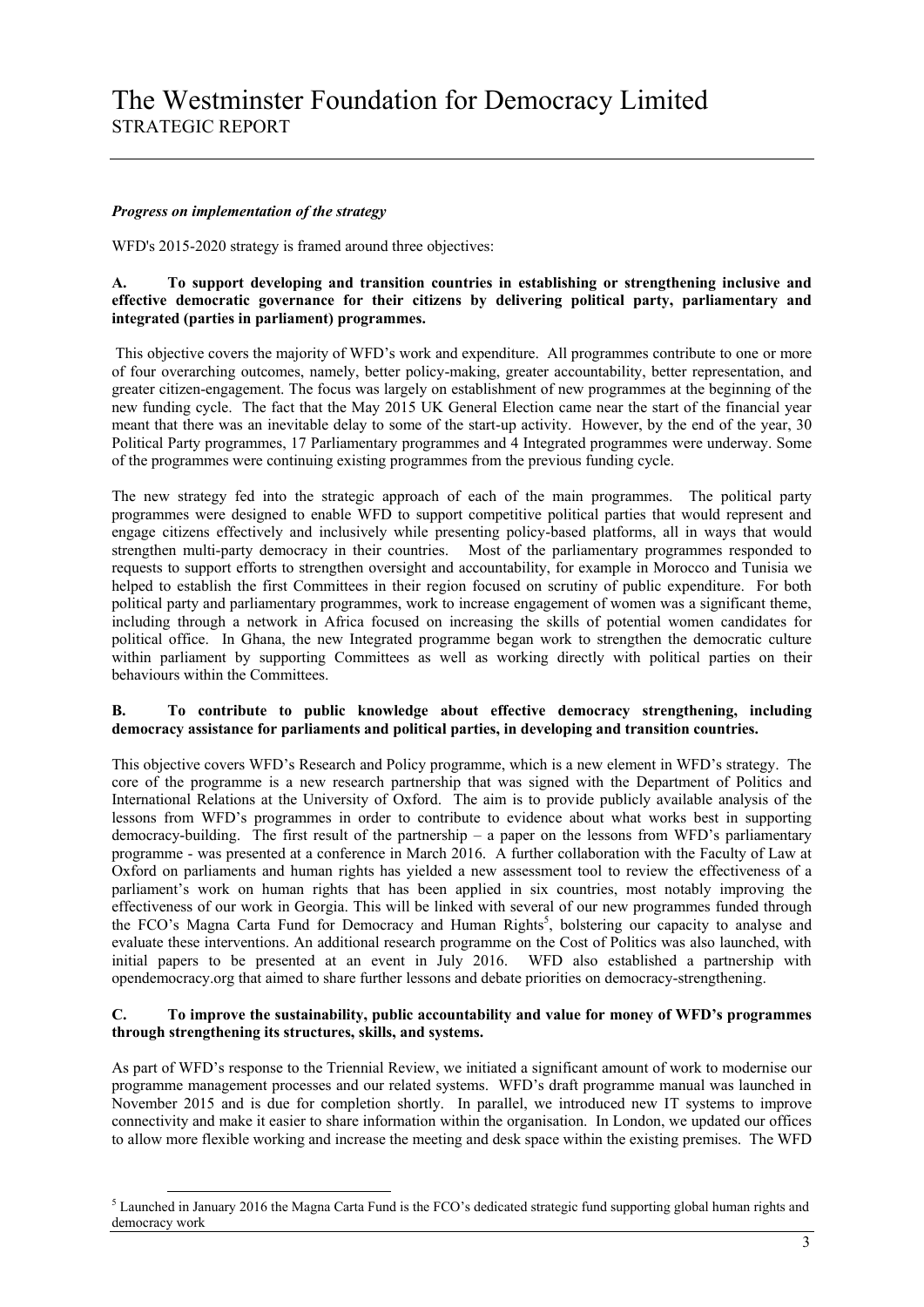# The Westminster Foundation for Democracy Limited
STRATEGIC REPORT

***Progress on implementation of the strategy***

WFD's 2015-2020 strategy is framed around three objectives:

**A. To support developing and transition countries in establishing or strengthening inclusive and effective democratic governance for their citizens by delivering political party, parliamentary and integrated (parties in parliament) programmes.**

This objective covers the majority of WFD's work and expenditure. All programmes contribute to one or more of four overarching outcomes, namely, better policy-making, greater accountability, better representation, and greater citizen-engagement. The focus was largely on establishment of new programmes at the beginning of the new funding cycle. The fact that the May 2015 UK General Election came near the start of the financial year meant that there was an inevitable delay to some of the start-up activity. However, by the end of the year, 30 Political Party programmes, 17 Parliamentary programmes and 4 Integrated programmes were underway. Some of the programmes were continuing existing programmes from the previous funding cycle.

The new strategy fed into the strategic approach of each of the main programmes. The political party programmes were designed to enable WFD to support competitive political parties that would represent and engage citizens effectively and inclusively while presenting policy-based platforms, all in ways that would strengthen multi-party democracy in their countries. Most of the parliamentary programmes responded to requests to support efforts to strengthen oversight and accountability, for example in Morocco and Tunisia we helped to establish the first Committees in their region focused on scrutiny of public expenditure. For both political party and parliamentary programmes, work to increase engagement of women was a significant theme, including through a network in Africa focused on increasing the skills of potential women candidates for political office. In Ghana, the new Integrated programme began work to strengthen the democratic culture within parliament by supporting Committees as well as working directly with political parties on their behaviours within the Committees.

**B. To contribute to public knowledge about effective democracy strengthening, including democracy assistance for parliaments and political parties, in developing and transition countries.**

This objective covers WFD's Research and Policy programme, which is a new element in WFD's strategy. The core of the programme is a new research partnership that was signed with the Department of Politics and International Relations at the University of Oxford. The aim is to provide publicly available analysis of the lessons from WFD's programmes in order to contribute to evidence about what works best in supporting democracy-building. The first result of the partnership – a paper on the lessons from WFD's parliamentary programme - was presented at a conference in March 2016. A further collaboration with the Faculty of Law at Oxford on parliaments and human rights has yielded a new assessment tool to review the effectiveness of a parliament's work on human rights that has been applied in six countries, most notably improving the effectiveness of our work in Georgia. This will be linked with several of our new programmes funded through the FCO's Magna Carta Fund for Democracy and Human Rights[5], bolstering our capacity to analyse and evaluate these interventions. An additional research programme on the Cost of Politics was also launched, with initial papers to be presented at an event in July 2016. WFD also established a partnership with opendemocracy.org that aimed to share further lessons and debate priorities on democracy-strengthening.

**C. To improve the sustainability, public accountability and value for money of WFD's programmes through strengthening its structures, skills, and systems.**

As part of WFD's response to the Triennial Review, we initiated a significant amount of work to modernise our programme management processes and our related systems. WFD's draft programme manual was launched in November 2015 and is due for completion shortly. In parallel, we introduced new IT systems to improve connectivity and make it easier to share information within the organisation. In London, we updated our offices to allow more flexible working and increase the meeting and desk space within the existing premises. The WFD

[5] Launched in January 2016 the Magna Carta Fund is the FCO's dedicated strategic fund supporting global human rights and democracy work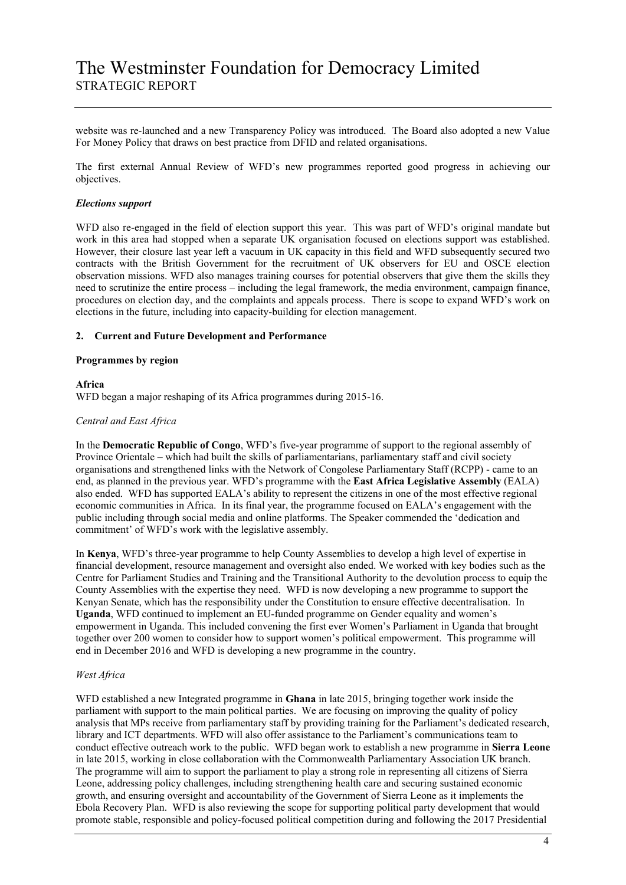website was re-launched and a new Transparency Policy was introduced. The Board also adopted a new Value For Money Policy that draws on best practice from DFID and related organisations.

The first external Annual Review of WFD's new programmes reported good progress in achieving our objectives.

***Elections support***

WFD also re-engaged in the field of election support this year. This was part of WFD's original mandate but work in this area had stopped when a separate UK organisation focused on elections support was established. However, their closure last year left a vacuum in UK capacity in this field and WFD subsequently secured two contracts with the British Government for the recruitment of UK observers for EU and OSCE election observation missions. WFD also manages training courses for potential observers that give them the skills they need to scrutinize the entire process – including the legal framework, the media environment, campaign finance, procedures on election day, and the complaints and appeals process. There is scope to expand WFD's work on elections in the future, including into capacity-building for election management.

## 2. Current and Future Development and Performance

**Programmes by region**

**Africa**

WFD began a major reshaping of its Africa programmes during 2015-16.

*Central and East Africa*

In the **Democratic Republic of Congo**, WFD's five-year programme of support to the regional assembly of Province Orientale – which had built the skills of parliamentarians, parliamentary staff and civil society organisations and strengthened links with the Network of Congolese Parliamentary Staff (RCPP) - came to an end, as planned in the previous year. WFD's programme with the **East Africa Legislative Assembly** (EALA) also ended. WFD has supported EALA's ability to represent the citizens in one of the most effective regional economic communities in Africa. In its final year, the programme focused on EALA's engagement with the public including through social media and online platforms. The Speaker commended the 'dedication and commitment' of WFD's work with the legislative assembly.

In **Kenya**, WFD's three-year programme to help County Assemblies to develop a high level of expertise in financial development, resource management and oversight also ended. We worked with key bodies such as the Centre for Parliament Studies and Training and the Transitional Authority to the devolution process to equip the County Assemblies with the expertise they need. WFD is now developing a new programme to support the Kenyan Senate, which has the responsibility under the Constitution to ensure effective decentralisation. In **Uganda**, WFD continued to implement an EU-funded programme on Gender equality and women's empowerment in Uganda. This included convening the first ever Women's Parliament in Uganda that brought together over 200 women to consider how to support women's political empowerment. This programme will end in December 2016 and WFD is developing a new programme in the country.

*West Africa*

WFD established a new Integrated programme in **Ghana** in late 2015, bringing together work inside the parliament with support to the main political parties. We are focusing on improving the quality of policy analysis that MPs receive from parliamentary staff by providing training for the Parliament's dedicated research, library and ICT departments. WFD will also offer assistance to the Parliament's communications team to conduct effective outreach work to the public. WFD began work to establish a new programme in **Sierra Leone** in late 2015, working in close collaboration with the Commonwealth Parliamentary Association UK branch. The programme will aim to support the parliament to play a strong role in representing all citizens of Sierra Leone, addressing policy challenges, including strengthening health care and securing sustained economic growth, and ensuring oversight and accountability of the Government of Sierra Leone as it implements the Ebola Recovery Plan. WFD is also reviewing the scope for supporting political party development that would promote stable, responsible and policy-focused political competition during and following the 2017 Presidential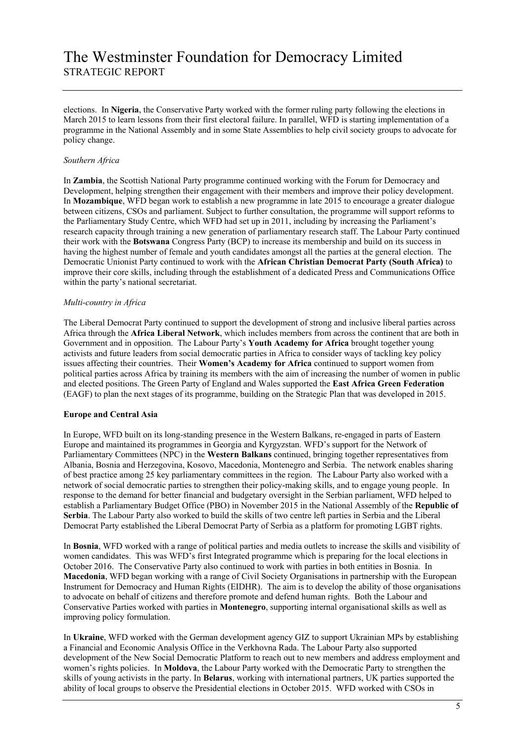elections. In **Nigeria**, the Conservative Party worked with the former ruling party following the elections in March 2015 to learn lessons from their first electoral failure. In parallel, WFD is starting implementation of a programme in the National Assembly and in some State Assemblies to help civil society groups to advocate for policy change.

*Southern Africa*

In **Zambia**, the Scottish National Party programme continued working with the Forum for Democracy and Development, helping strengthen their engagement with their members and improve their policy development. In **Mozambique**, WFD began work to establish a new programme in late 2015 to encourage a greater dialogue between citizens, CSOs and parliament. Subject to further consultation, the programme will support reforms to the Parliamentary Study Centre, which WFD had set up in 2011, including by increasing the Parliament's research capacity through training a new generation of parliamentary research staff. The Labour Party continued their work with the **Botswana** Congress Party (BCP) to increase its membership and build on its success in having the highest number of female and youth candidates amongst all the parties at the general election. The Democratic Unionist Party continued to work with the **African Christian Democrat Party (South Africa)** to improve their core skills, including through the establishment of a dedicated Press and Communications Office within the party's national secretariat.

*Multi-country in Africa*

The Liberal Democrat Party continued to support the development of strong and inclusive liberal parties across Africa through the **Africa Liberal Network**, which includes members from across the continent that are both in Government and in opposition. The Labour Party's **Youth Academy for Africa** brought together young activists and future leaders from social democratic parties in Africa to consider ways of tackling key policy issues affecting their countries. Their **Women's Academy for Africa** continued to support women from political parties across Africa by training its members with the aim of increasing the number of women in public and elected positions. The Green Party of England and Wales supported the **East Africa Green Federation** (EAGF) to plan the next stages of its programme, building on the Strategic Plan that was developed in 2015.

**Europe and Central Asia**

In Europe, WFD built on its long-standing presence in the Western Balkans, re-engaged in parts of Eastern Europe and maintained its programmes in Georgia and Kyrgyzstan. WFD's support for the Network of Parliamentary Committees (NPC) in the **Western Balkans** continued, bringing together representatives from Albania, Bosnia and Herzegovina, Kosovo, Macedonia, Montenegro and Serbia. The network enables sharing of best practice among 25 key parliamentary committees in the region. The Labour Party also worked with a network of social democratic parties to strengthen their policy-making skills, and to engage young people. In response to the demand for better financial and budgetary oversight in the Serbian parliament, WFD helped to establish a Parliamentary Budget Office (PBO) in November 2015 in the National Assembly of the **Republic of Serbia**. The Labour Party also worked to build the skills of two centre left parties in Serbia and the Liberal Democrat Party established the Liberal Democrat Party of Serbia as a platform for promoting LGBT rights.

In **Bosnia**, WFD worked with a range of political parties and media outlets to increase the skills and visibility of women candidates. This was WFD's first Integrated programme which is preparing for the local elections in October 2016. The Conservative Party also continued to work with parties in both entities in Bosnia. In **Macedonia**, WFD began working with a range of Civil Society Organisations in partnership with the European Instrument for Democracy and Human Rights (EIDHR). The aim is to develop the ability of those organisations to advocate on behalf of citizens and therefore promote and defend human rights. Both the Labour and Conservative Parties worked with parties in **Montenegro**, supporting internal organisational skills as well as improving policy formulation.

In **Ukraine**, WFD worked with the German development agency GIZ to support Ukrainian MPs by establishing a Financial and Economic Analysis Office in the Verkhovna Rada. The Labour Party also supported development of the New Social Democratic Platform to reach out to new members and address employment and women's rights policies. In **Moldova**, the Labour Party worked with the Democratic Party to strengthen the skills of young activists in the party. In **Belarus**, working with international partners, UK parties supported the ability of local groups to observe the Presidential elections in October 2015. WFD worked with CSOs in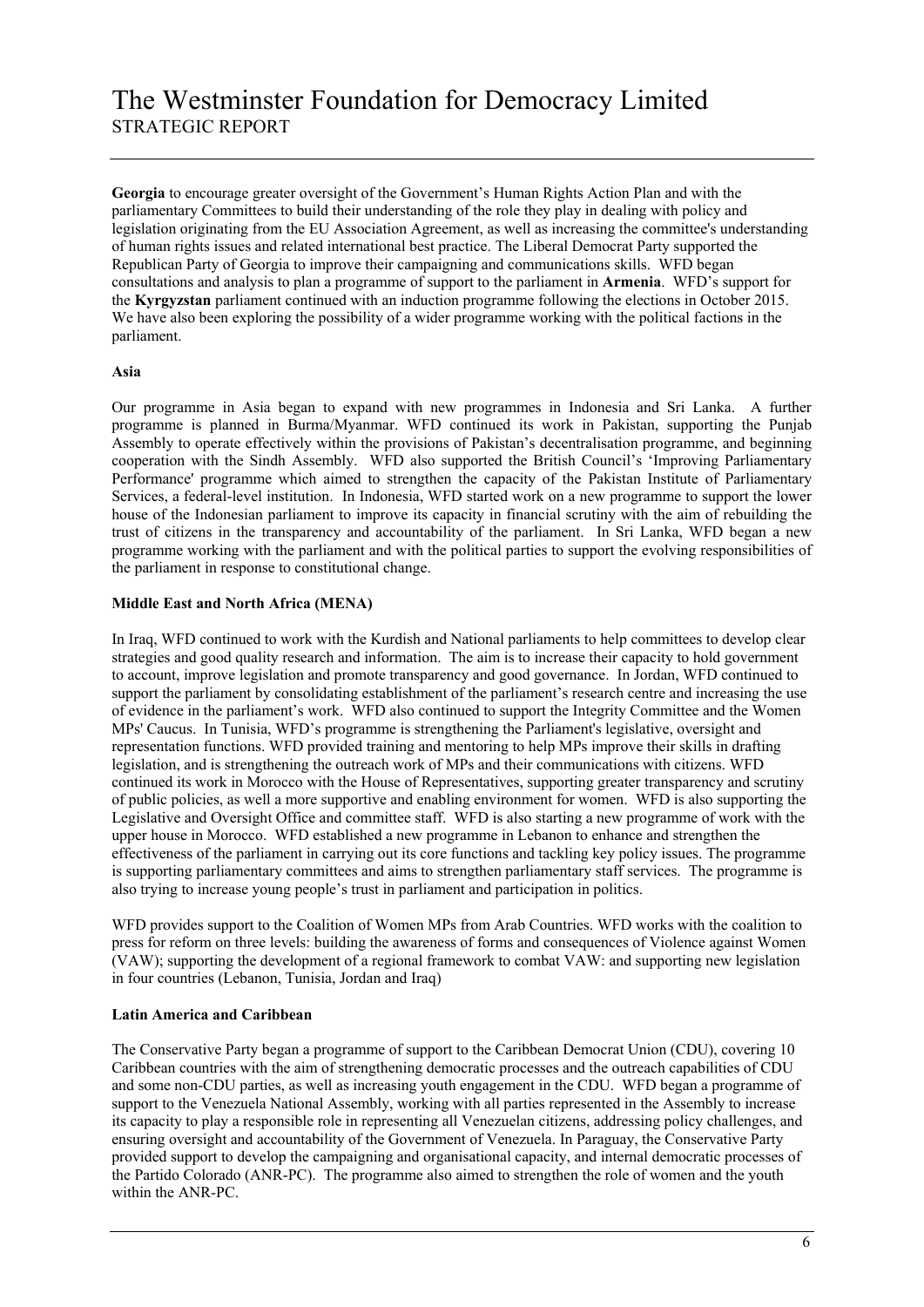**Georgia** to encourage greater oversight of the Government's Human Rights Action Plan and with the parliamentary Committees to build their understanding of the role they play in dealing with policy and legislation originating from the EU Association Agreement, as well as increasing the committee's understanding of human rights issues and related international best practice. The Liberal Democrat Party supported the Republican Party of Georgia to improve their campaigning and communications skills. WFD began consultations and analysis to plan a programme of support to the parliament in **Armenia**. WFD's support for the **Kyrgyzstan** parliament continued with an induction programme following the elections in October 2015. We have also been exploring the possibility of a wider programme working with the political factions in the parliament.

**Asia**

Our programme in Asia began to expand with new programmes in Indonesia and Sri Lanka. A further programme is planned in Burma/Myanmar. WFD continued its work in Pakistan, supporting the Punjab Assembly to operate effectively within the provisions of Pakistan's decentralisation programme, and beginning cooperation with the Sindh Assembly. WFD also supported the British Council's 'Improving Parliamentary Performance' programme which aimed to strengthen the capacity of the Pakistan Institute of Parliamentary Services, a federal-level institution. In Indonesia, WFD started work on a new programme to support the lower house of the Indonesian parliament to improve its capacity in financial scrutiny with the aim of rebuilding the trust of citizens in the transparency and accountability of the parliament. In Sri Lanka, WFD began a new programme working with the parliament and with the political parties to support the evolving responsibilities of the parliament in response to constitutional change.

**Middle East and North Africa (MENA)**

In Iraq, WFD continued to work with the Kurdish and National parliaments to help committees to develop clear strategies and good quality research and information. The aim is to increase their capacity to hold government to account, improve legislation and promote transparency and good governance. In Jordan, WFD continued to support the parliament by consolidating establishment of the parliament's research centre and increasing the use of evidence in the parliament's work. WFD also continued to support the Integrity Committee and the Women MPs' Caucus. In Tunisia, WFD's programme is strengthening the Parliament's legislative, oversight and representation functions. WFD provided training and mentoring to help MPs improve their skills in drafting legislation, and is strengthening the outreach work of MPs and their communications with citizens. WFD continued its work in Morocco with the House of Representatives, supporting greater transparency and scrutiny of public policies, as well a more supportive and enabling environment for women. WFD is also supporting the Legislative and Oversight Office and committee staff. WFD is also starting a new programme of work with the upper house in Morocco. WFD established a new programme in Lebanon to enhance and strengthen the effectiveness of the parliament in carrying out its core functions and tackling key policy issues. The programme is supporting parliamentary committees and aims to strengthen parliamentary staff services. The programme is also trying to increase young people's trust in parliament and participation in politics.

WFD provides support to the Coalition of Women MPs from Arab Countries. WFD works with the coalition to press for reform on three levels: building the awareness of forms and consequences of Violence against Women (VAW); supporting the development of a regional framework to combat VAW: and supporting new legislation in four countries (Lebanon, Tunisia, Jordan and Iraq)

**Latin America and Caribbean**

The Conservative Party began a programme of support to the Caribbean Democrat Union (CDU), covering 10 Caribbean countries with the aim of strengthening democratic processes and the outreach capabilities of CDU and some non-CDU parties, as well as increasing youth engagement in the CDU. WFD began a programme of support to the Venezuela National Assembly, working with all parties represented in the Assembly to increase its capacity to play a responsible role in representing all Venezuelan citizens, addressing policy challenges, and ensuring oversight and accountability of the Government of Venezuela. In Paraguay, the Conservative Party provided support to develop the campaigning and organisational capacity, and internal democratic processes of the Partido Colorado (ANR-PC). The programme also aimed to strengthen the role of women and the youth within the ANR-PC.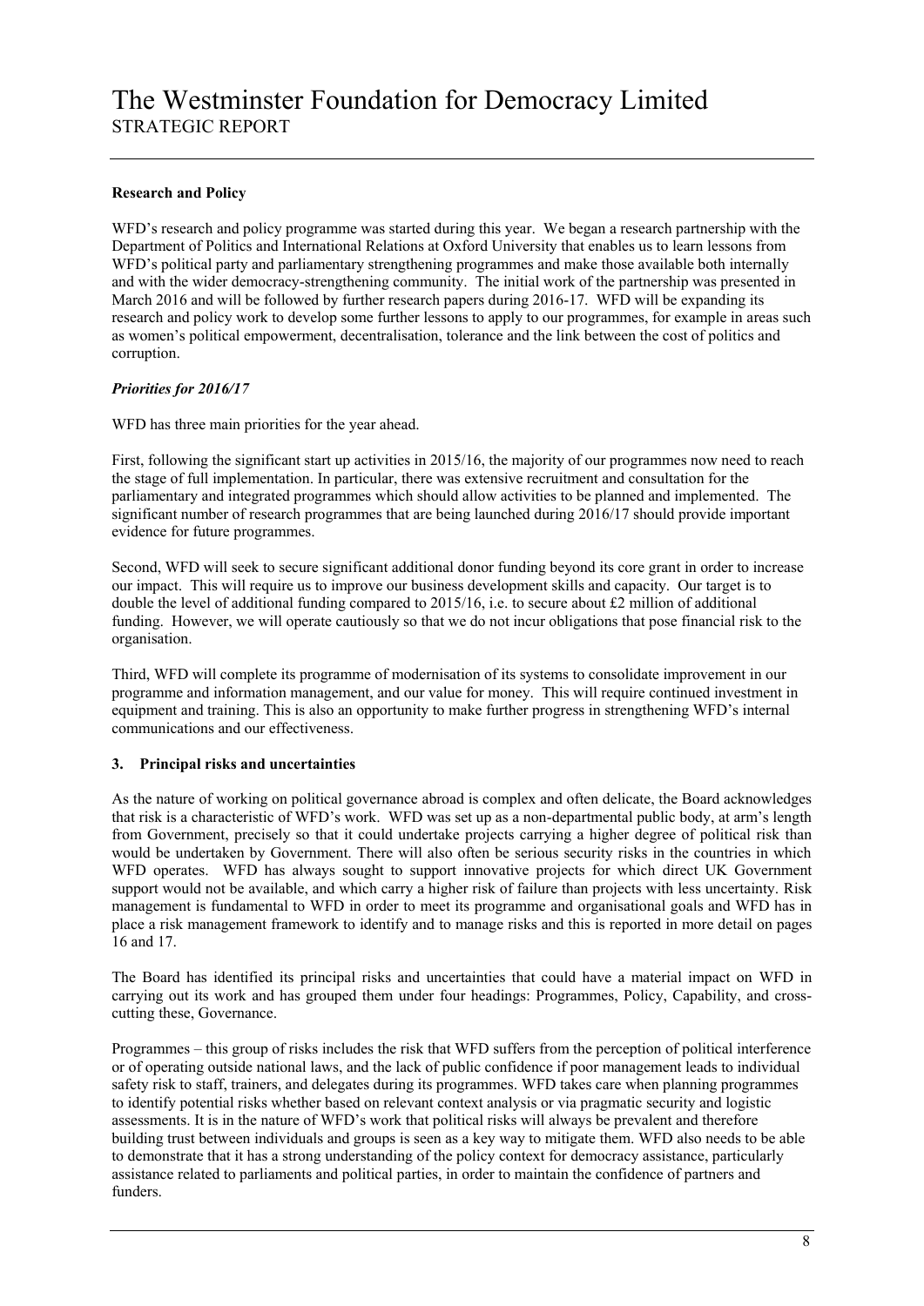**Research and Policy**

WFD's research and policy programme was started during this year. We began a research partnership with the Department of Politics and International Relations at Oxford University that enables us to learn lessons from WFD's political party and parliamentary strengthening programmes and make those available both internally and with the wider democracy-strengthening community. The initial work of the partnership was presented in March 2016 and will be followed by further research papers during 2016-17. WFD will be expanding its research and policy work to develop some further lessons to apply to our programmes, for example in areas such as women's political empowerment, decentralisation, tolerance and the link between the cost of politics and corruption.

***Priorities for 2016/17***

WFD has three main priorities for the year ahead.

First, following the significant start up activities in 2015/16, the majority of our programmes now need to reach the stage of full implementation. In particular, there was extensive recruitment and consultation for the parliamentary and integrated programmes which should allow activities to be planned and implemented. The significant number of research programmes that are being launched during 2016/17 should provide important evidence for future programmes.

Second, WFD will seek to secure significant additional donor funding beyond its core grant in order to increase our impact. This will require us to improve our business development skills and capacity. Our target is to double the level of additional funding compared to 2015/16, i.e. to secure about £2 million of additional funding. However, we will operate cautiously so that we do not incur obligations that pose financial risk to the organisation.

Third, WFD will complete its programme of modernisation of its systems to consolidate improvement in our programme and information management, and our value for money. This will require continued investment in equipment and training. This is also an opportunity to make further progress in strengthening WFD's internal communications and our effectiveness.

## 3. Principal risks and uncertainties

As the nature of working on political governance abroad is complex and often delicate, the Board acknowledges that risk is a characteristic of WFD's work. WFD was set up as a non-departmental public body, at arm's length from Government, precisely so that it could undertake projects carrying a higher degree of political risk than would be undertaken by Government. There will also often be serious security risks in the countries in which WFD operates. WFD has always sought to support innovative projects for which direct UK Government support would not be available, and which carry a higher risk of failure than projects with less uncertainty. Risk management is fundamental to WFD in order to meet its programme and organisational goals and WFD has in place a risk management framework to identify and to manage risks and this is reported in more detail on pages 16 and 17.

The Board has identified its principal risks and uncertainties that could have a material impact on WFD in carrying out its work and has grouped them under four headings: Programmes, Policy, Capability, and cross-cutting these, Governance.

Programmes – this group of risks includes the risk that WFD suffers from the perception of political interference or of operating outside national laws, and the lack of public confidence if poor management leads to individual safety risk to staff, trainers, and delegates during its programmes. WFD takes care when planning programmes to identify potential risks whether based on relevant context analysis or via pragmatic security and logistic assessments. It is in the nature of WFD's work that political risks will always be prevalent and therefore building trust between individuals and groups is seen as a key way to mitigate them. WFD also needs to be able to demonstrate that it has a strong understanding of the policy context for democracy assistance, particularly assistance related to parliaments and political parties, in order to maintain the confidence of partners and funders.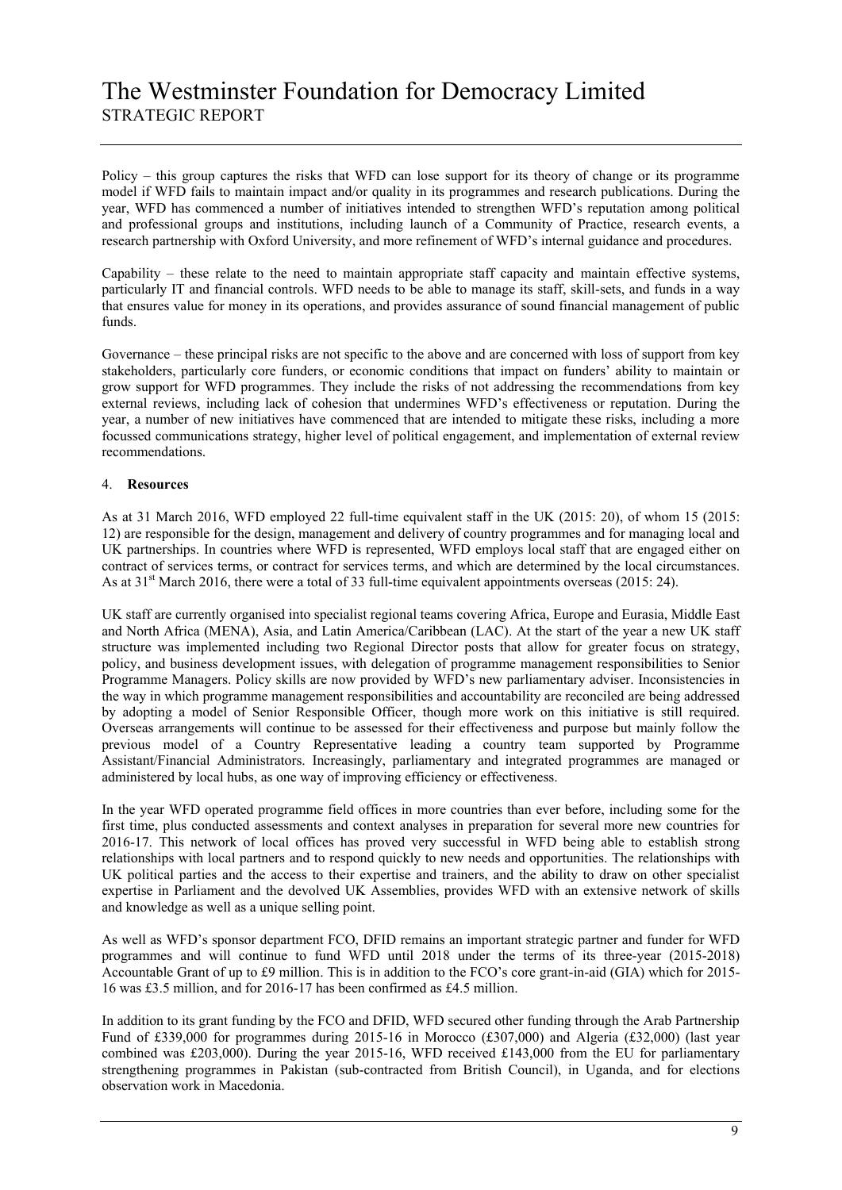Policy – this group captures the risks that WFD can lose support for its theory of change or its programme model if WFD fails to maintain impact and/or quality in its programmes and research publications. During the year, WFD has commenced a number of initiatives intended to strengthen WFD's reputation among political and professional groups and institutions, including launch of a Community of Practice, research events, a research partnership with Oxford University, and more refinement of WFD's internal guidance and procedures.

Capability – these relate to the need to maintain appropriate staff capacity and maintain effective systems, particularly IT and financial controls. WFD needs to be able to manage its staff, skill-sets, and funds in a way that ensures value for money in its operations, and provides assurance of sound financial management of public funds.

Governance – these principal risks are not specific to the above and are concerned with loss of support from key stakeholders, particularly core funders, or economic conditions that impact on funders' ability to maintain or grow support for WFD programmes. They include the risks of not addressing the recommendations from key external reviews, including lack of cohesion that undermines WFD's effectiveness or reputation. During the year, a number of new initiatives have commenced that are intended to mitigate these risks, including a more focussed communications strategy, higher level of political engagement, and implementation of external review recommendations.

## 4. **Resources**

As at 31 March 2016, WFD employed 22 full-time equivalent staff in the UK (2015: 20), of whom 15 (2015: 12) are responsible for the design, management and delivery of country programmes and for managing local and UK partnerships. In countries where WFD is represented, WFD employs local staff that are engaged either on contract of services terms, or contract for services terms, and which are determined by the local circumstances. As at 31st March 2016, there were a total of 33 full-time equivalent appointments overseas (2015: 24).

UK staff are currently organised into specialist regional teams covering Africa, Europe and Eurasia, Middle East and North Africa (MENA), Asia, and Latin America/Caribbean (LAC). At the start of the year a new UK staff structure was implemented including two Regional Director posts that allow for greater focus on strategy, policy, and business development issues, with delegation of programme management responsibilities to Senior Programme Managers. Policy skills are now provided by WFD's new parliamentary adviser. Inconsistencies in the way in which programme management responsibilities and accountability are reconciled are being addressed by adopting a model of Senior Responsible Officer, though more work on this initiative is still required. Overseas arrangements will continue to be assessed for their effectiveness and purpose but mainly follow the previous model of a Country Representative leading a country team supported by Programme Assistant/Financial Administrators. Increasingly, parliamentary and integrated programmes are managed or administered by local hubs, as one way of improving efficiency or effectiveness.

In the year WFD operated programme field offices in more countries than ever before, including some for the first time, plus conducted assessments and context analyses in preparation for several more new countries for 2016-17. This network of local offices has proved very successful in WFD being able to establish strong relationships with local partners and to respond quickly to new needs and opportunities. The relationships with UK political parties and the access to their expertise and trainers, and the ability to draw on other specialist expertise in Parliament and the devolved UK Assemblies, provides WFD with an extensive network of skills and knowledge as well as a unique selling point.

As well as WFD's sponsor department FCO, DFID remains an important strategic partner and funder for WFD programmes and will continue to fund WFD until 2018 under the terms of its three-year (2015-2018) Accountable Grant of up to £9 million. This is in addition to the FCO's core grant-in-aid (GIA) which for 2015-16 was £3.5 million, and for 2016-17 has been confirmed as £4.5 million.

In addition to its grant funding by the FCO and DFID, WFD secured other funding through the Arab Partnership Fund of £339,000 for programmes during 2015-16 in Morocco (£307,000) and Algeria (£32,000) (last year combined was £203,000). During the year 2015-16, WFD received £143,000 from the EU for parliamentary strengthening programmes in Pakistan (sub-contracted from British Council), in Uganda, and for elections observation work in Macedonia.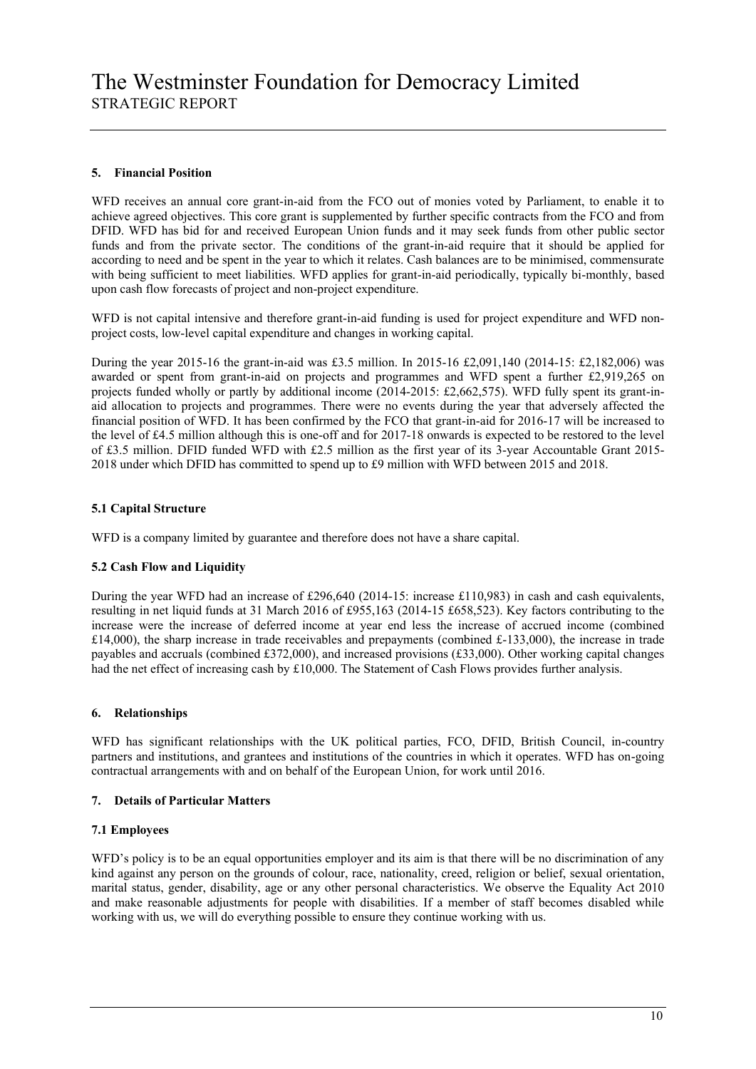### 5. Financial Position

WFD receives an annual core grant-in-aid from the FCO out of monies voted by Parliament, to enable it to achieve agreed objectives. This core grant is supplemented by further specific contracts from the FCO and from DFID. WFD has bid for and received European Union funds and it may seek funds from other public sector funds and from the private sector. The conditions of the grant-in-aid require that it should be applied for according to need and be spent in the year to which it relates. Cash balances are to be minimised, commensurate with being sufficient to meet liabilities. WFD applies for grant-in-aid periodically, typically bi-monthly, based upon cash flow forecasts of project and non-project expenditure.

WFD is not capital intensive and therefore grant-in-aid funding is used for project expenditure and WFD non-project costs, low-level capital expenditure and changes in working capital.

During the year 2015-16 the grant-in-aid was £3.5 million. In 2015-16 £2,091,140 (2014-15: £2,182,006) was awarded or spent from grant-in-aid on projects and programmes and WFD spent a further £2,919,265 on projects funded wholly or partly by additional income (2014-2015: £2,662,575). WFD fully spent its grant-in-aid allocation to projects and programmes. There were no events during the year that adversely affected the financial position of WFD. It has been confirmed by the FCO that grant-in-aid for 2016-17 will be increased to the level of £4.5 million although this is one-off and for 2017-18 onwards is expected to be restored to the level of £3.5 million. DFID funded WFD with £2.5 million as the first year of its 3-year Accountable Grant 2015-2018 under which DFID has committed to spend up to £9 million with WFD between 2015 and 2018.

#### 5.1 Capital Structure

WFD is a company limited by guarantee and therefore does not have a share capital.

#### 5.2 Cash Flow and Liquidity

During the year WFD had an increase of £296,640 (2014-15: increase £110,983) in cash and cash equivalents, resulting in net liquid funds at 31 March 2016 of £955,163 (2014-15 £658,523). Key factors contributing to the increase were the increase of deferred income at year end less the increase of accrued income (combined £14,000), the sharp increase in trade receivables and prepayments (combined £-133,000), the increase in trade payables and accruals (combined £372,000), and increased provisions (£33,000). Other working capital changes had the net effect of increasing cash by £10,000. The Statement of Cash Flows provides further analysis.

### 6. Relationships

WFD has significant relationships with the UK political parties, FCO, DFID, British Council, in-country partners and institutions, and grantees and institutions of the countries in which it operates. WFD has on-going contractual arrangements with and on behalf of the European Union, for work until 2016.

### 7. Details of Particular Matters

#### 7.1 Employees

WFD's policy is to be an equal opportunities employer and its aim is that there will be no discrimination of any kind against any person on the grounds of colour, race, nationality, creed, religion or belief, sexual orientation, marital status, gender, disability, age or any other personal characteristics. We observe the Equality Act 2010 and make reasonable adjustments for people with disabilities. If a member of staff becomes disabled while working with us, we will do everything possible to ensure they continue working with us.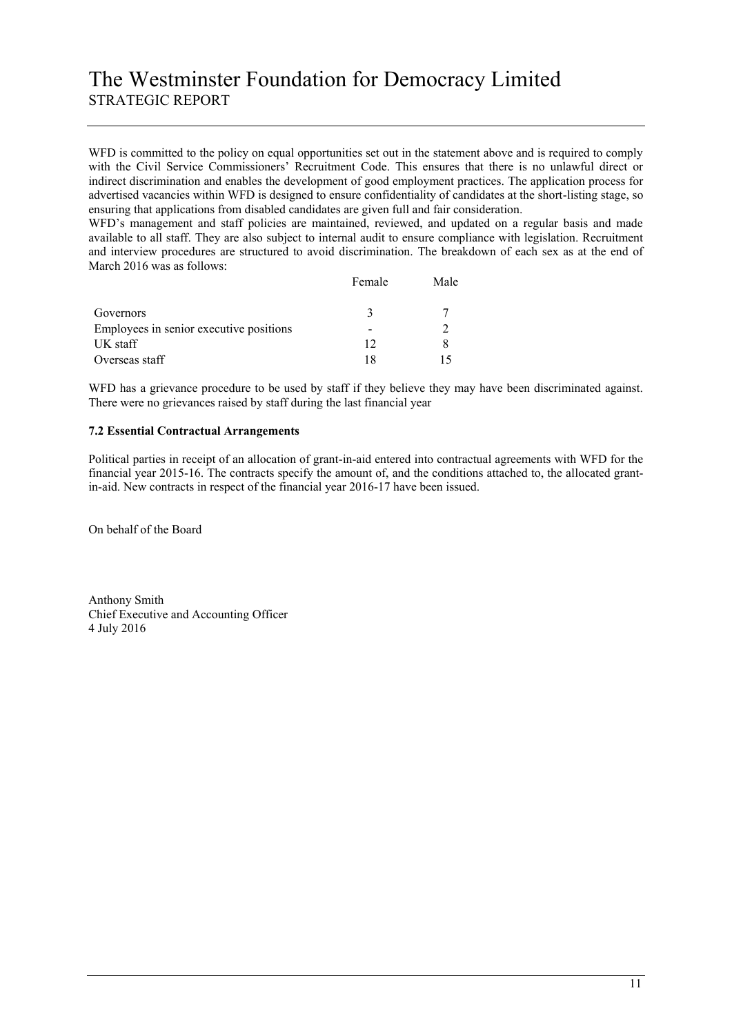WFD is committed to the policy on equal opportunities set out in the statement above and is required to comply with the Civil Service Commissioners' Recruitment Code. This ensures that there is no unlawful direct or indirect discrimination and enables the development of good employment practices. The application process for advertised vacancies within WFD is designed to ensure confidentiality of candidates at the short-listing stage, so ensuring that applications from disabled candidates are given full and fair consideration.

WFD's management and staff policies are maintained, reviewed, and updated on a regular basis and made available to all staff. They are also subject to internal audit to ensure compliance with legislation. Recruitment and interview procedures are structured to avoid discrimination. The breakdown of each sex as at the end of March 2016 was as follows:

| | Female | Male |
|---|---|---|
| Governors | 3 | 7 |
| Employees in senior executive positions | - | 2 |
| UK staff | 12 | 8 |
| Overseas staff | 18 | 15 |

WFD has a grievance procedure to be used by staff if they believe they may have been discriminated against. There were no grievances raised by staff during the last financial year

**7.2 Essential Contractual Arrangements**

Political parties in receipt of an allocation of grant-in-aid entered into contractual agreements with WFD for the financial year 2015-16. The contracts specify the amount of, and the conditions attached to, the allocated grant-in-aid. New contracts in respect of the financial year 2016-17 have been issued.

On behalf of the Board

Anthony Smith  
Chief Executive and Accounting Officer  
4 July 2016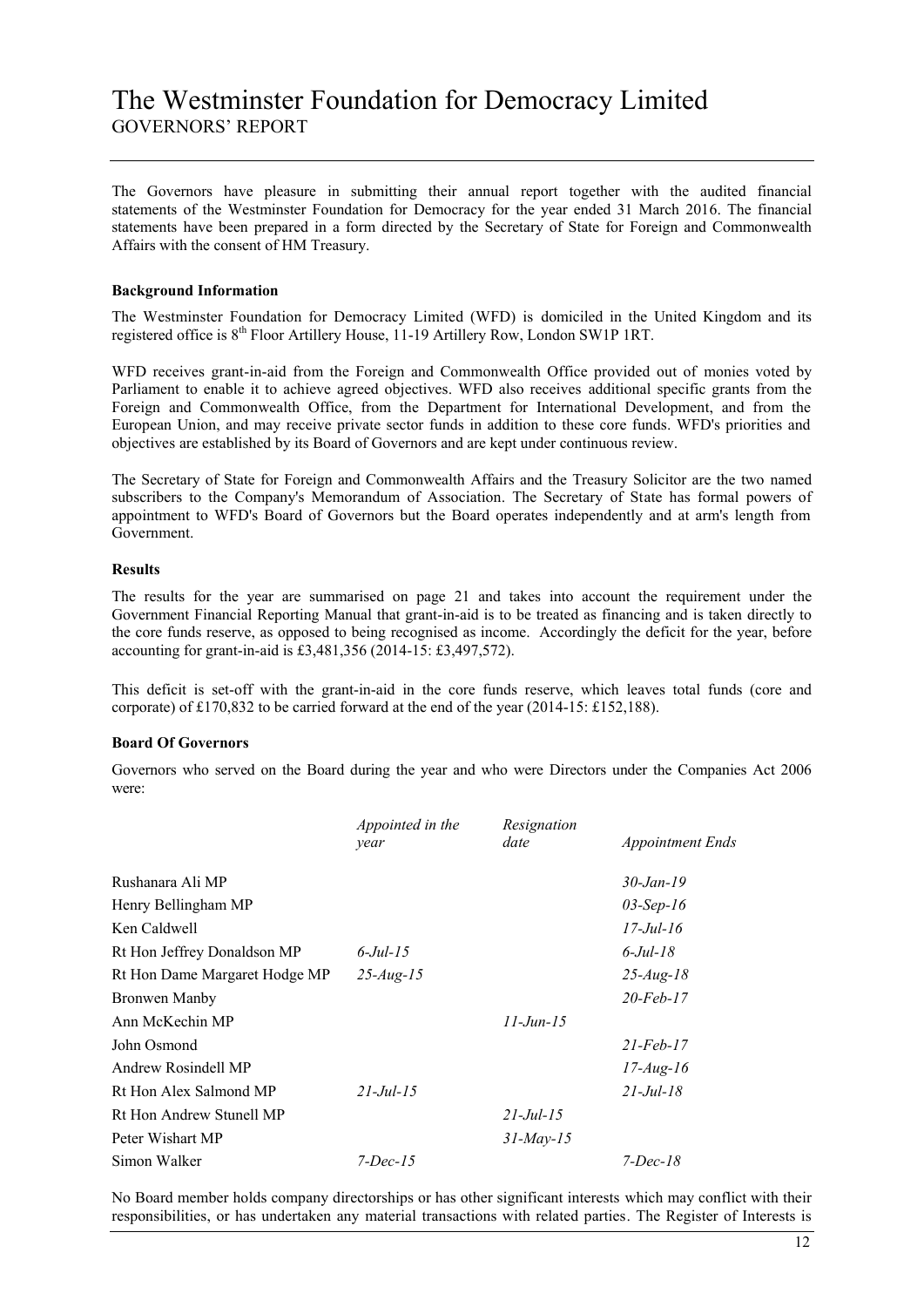# The Westminster Foundation for Democracy Limited

GOVERNORS' REPORT

The Governors have pleasure in submitting their annual report together with the audited financial statements of the Westminster Foundation for Democracy for the year ended 31 March 2016. The financial statements have been prepared in a form directed by the Secretary of State for Foreign and Commonwealth Affairs with the consent of HM Treasury.

**Background Information**

The Westminster Foundation for Democracy Limited (WFD) is domiciled in the United Kingdom and its registered office is 8th Floor Artillery House, 11-19 Artillery Row, London SW1P 1RT.

WFD receives grant-in-aid from the Foreign and Commonwealth Office provided out of monies voted by Parliament to enable it to achieve agreed objectives. WFD also receives additional specific grants from the Foreign and Commonwealth Office, from the Department for International Development, and from the European Union, and may receive private sector funds in addition to these core funds. WFD's priorities and objectives are established by its Board of Governors and are kept under continuous review.

The Secretary of State for Foreign and Commonwealth Affairs and the Treasury Solicitor are the two named subscribers to the Company's Memorandum of Association. The Secretary of State has formal powers of appointment to WFD's Board of Governors but the Board operates independently and at arm's length from Government.

**Results**

The results for the year are summarised on page 21 and takes into account the requirement under the Government Financial Reporting Manual that grant-in-aid is to be treated as financing and is taken directly to the core funds reserve, as opposed to being recognised as income. Accordingly the deficit for the year, before accounting for grant-in-aid is £3,481,356 (2014-15: £3,497,572).

This deficit is set-off with the grant-in-aid in the core funds reserve, which leaves total funds (core and corporate) of £170,832 to be carried forward at the end of the year (2014-15: £152,188).

**Board Of Governors**

Governors who served on the Board during the year and who were Directors under the Companies Act 2006 were:

| | *Appointed in the year* | *Resignation date* | *Appointment Ends* |
|---|---|---|---|
| Rushanara Ali MP | | | *30-Jan-19* |
| Henry Bellingham MP | | | *03-Sep-16* |
| Ken Caldwell | | | *17-Jul-16* |
| Rt Hon Jeffrey Donaldson MP | *6-Jul-15* | | *6-Jul-18* |
| Rt Hon Dame Margaret Hodge MP | *25-Aug-15* | | *25-Aug-18* |
| Bronwen Manby | | | *20-Feb-17* |
| Ann McKechin MP | | *11-Jun-15* | |
| John Osmond | | | *21-Feb-17* |
| Andrew Rosindell MP | | | *17-Aug-16* |
| Rt Hon Alex Salmond MP | *21-Jul-15* | | *21-Jul-18* |
| Rt Hon Andrew Stunell MP | | *21-Jul-15* | |
| Peter Wishart MP | | *31-May-15* | |
| Simon Walker | *7-Dec-15* | | *7-Dec-18* |

No Board member holds company directorships or has other significant interests which may conflict with their responsibilities, or has undertaken any material transactions with related parties. The Register of Interests is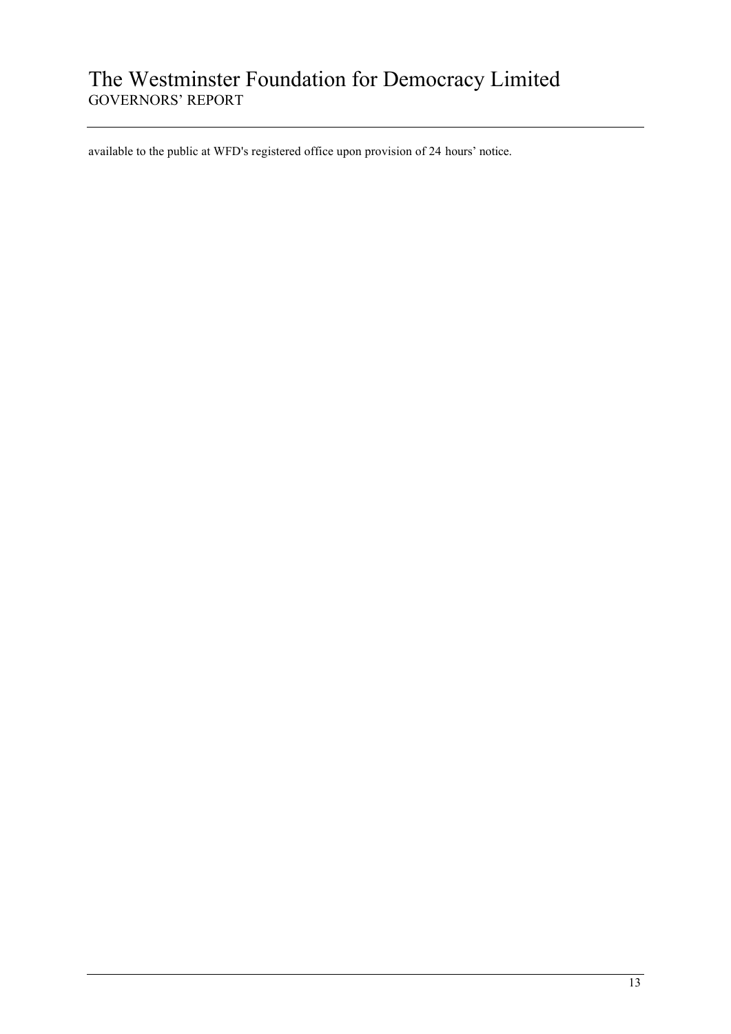available to the public at WFD's registered office upon provision of 24 hours' notice.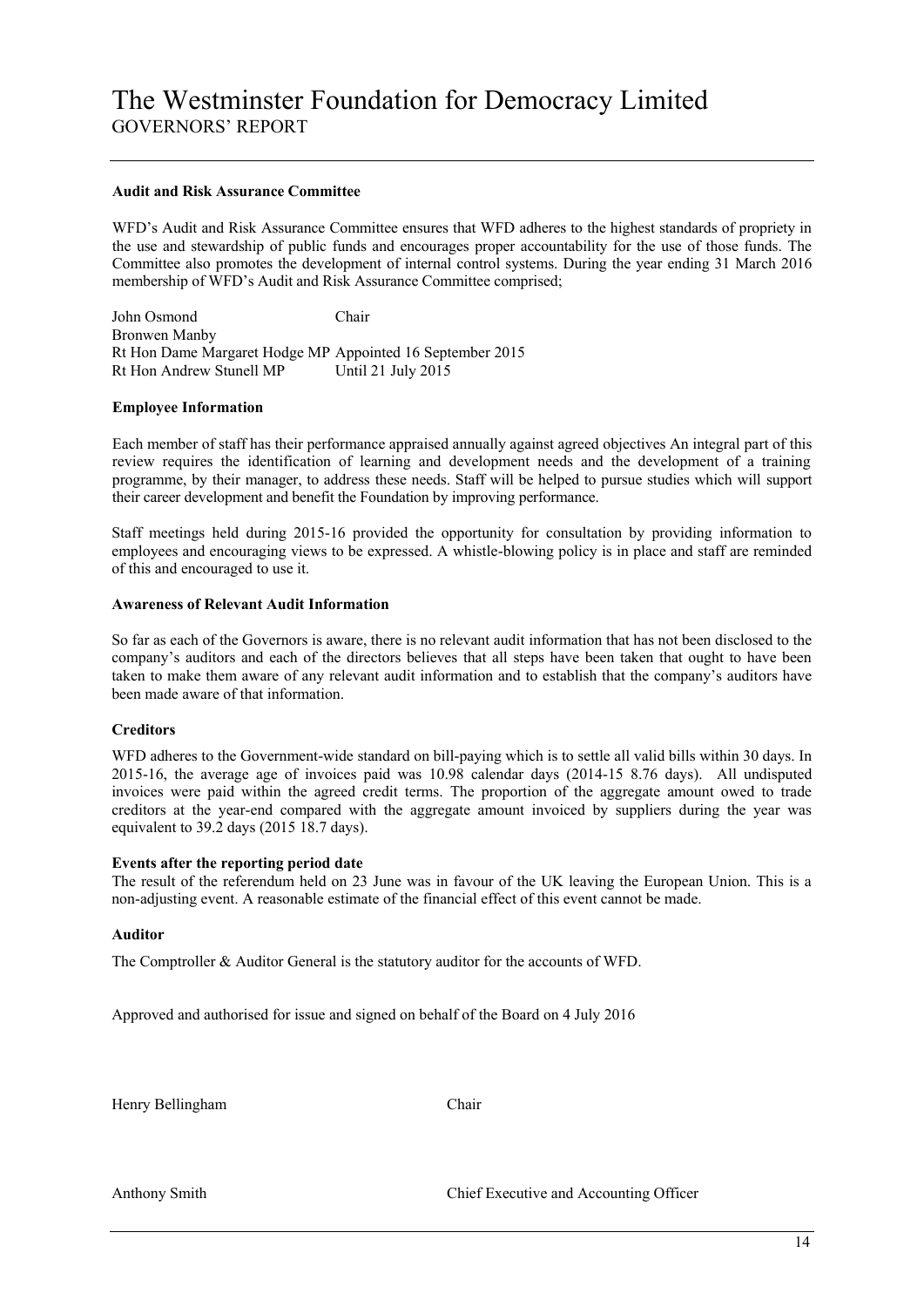# The Westminster Foundation for Democracy Limited

GOVERNORS' REPORT

**Audit and Risk Assurance Committee**

WFD's Audit and Risk Assurance Committee ensures that WFD adheres to the highest standards of propriety in the use and stewardship of public funds and encourages proper accountability for the use of those funds. The Committee also promotes the development of internal control systems. During the year ending 31 March 2016 membership of WFD's Audit and Risk Assurance Committee comprised;

| | |
|---|---|
| John Osmond | Chair |
| Bronwen Manby | |
| Rt Hon Dame Margaret Hodge MP | Appointed 16 September 2015 |
| Rt Hon Andrew Stunell MP | Until 21 July 2015 |

**Employee Information**

Each member of staff has their performance appraised annually against agreed objectives An integral part of this review requires the identification of learning and development needs and the development of a training programme, by their manager, to address these needs. Staff will be helped to pursue studies which will support their career development and benefit the Foundation by improving performance.

Staff meetings held during 2015-16 provided the opportunity for consultation by providing information to employees and encouraging views to be expressed. A whistle-blowing policy is in place and staff are reminded of this and encouraged to use it.

**Awareness of Relevant Audit Information**

So far as each of the Governors is aware, there is no relevant audit information that has not been disclosed to the company's auditors and each of the directors believes that all steps have been taken that ought to have been taken to make them aware of any relevant audit information and to establish that the company's auditors have been made aware of that information.

**Creditors**

WFD adheres to the Government-wide standard on bill-paying which is to settle all valid bills within 30 days. In 2015-16, the average age of invoices paid was 10.98 calendar days (2014-15 8.76 days). All undisputed invoices were paid within the agreed credit terms. The proportion of the aggregate amount owed to trade creditors at the year-end compared with the aggregate amount invoiced by suppliers during the year was equivalent to 39.2 days (2015 18.7 days).

**Events after the reporting period date**

The result of the referendum held on 23 June was in favour of the UK leaving the European Union. This is a non-adjusting event. A reasonable estimate of the financial effect of this event cannot be made.

**Auditor**

The Comptroller & Auditor General is the statutory auditor for the accounts of WFD.

Approved and authorised for issue and signed on behalf of the Board on 4 July 2016

Henry Bellingham — Chair

Anthony Smith — Chief Executive and Accounting Officer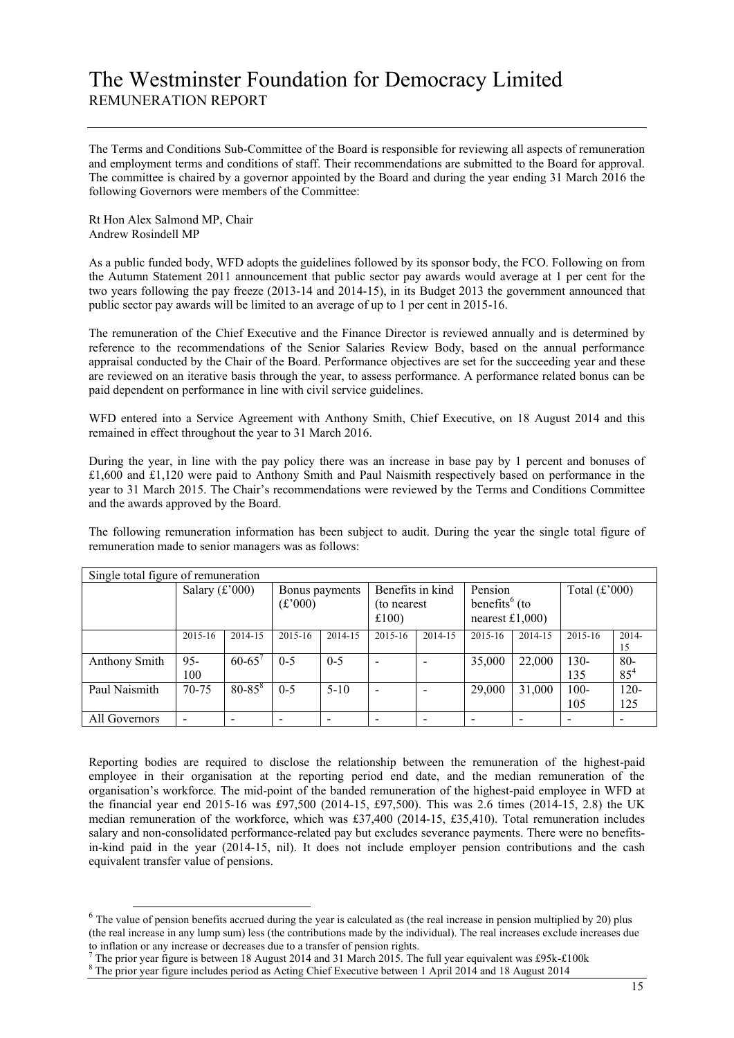# The Westminster Foundation for Democracy Limited

## REMUNERATION REPORT

The Terms and Conditions Sub-Committee of the Board is responsible for reviewing all aspects of remuneration and employment terms and conditions of staff. Their recommendations are submitted to the Board for approval. The committee is chaired by a governor appointed by the Board and during the year ending 31 March 2016 the following Governors were members of the Committee:

Rt Hon Alex Salmond MP, Chair
Andrew Rosindell MP

As a public funded body, WFD adopts the guidelines followed by its sponsor body, the FCO. Following on from the Autumn Statement 2011 announcement that public sector pay awards would average at 1 per cent for the two years following the pay freeze (2013-14 and 2014-15), in its Budget 2013 the government announced that public sector pay awards will be limited to an average of up to 1 per cent in 2015-16.

The remuneration of the Chief Executive and the Finance Director is reviewed annually and is determined by reference to the recommendations of the Senior Salaries Review Body, based on the annual performance appraisal conducted by the Chair of the Board. Performance objectives are set for the succeeding year and these are reviewed on an iterative basis through the year, to assess performance. A performance related bonus can be paid dependent on performance in line with civil service guidelines.

WFD entered into a Service Agreement with Anthony Smith, Chief Executive, on 18 August 2014 and this remained in effect throughout the year to 31 March 2016.

During the year, in line with the pay policy there was an increase in base pay by 1 percent and bonuses of £1,600 and £1,120 were paid to Anthony Smith and Paul Naismith respectively based on performance in the year to 31 March 2015. The Chair's recommendations were reviewed by the Terms and Conditions Committee and the awards approved by the Board.

The following remuneration information has been subject to audit. During the year the single total figure of remuneration made to senior managers was as follows:

| Single total figure of remuneration | | | | | | | | | | |
|---|---|---|---|---|---|---|---|---|---|---|
| | Salary (£'000) | | Bonus payments (£'000) | | Benefits in kind (to nearest £100) | | Pension benefits[6] (to nearest £1,000) | | Total (£'000) | |
| | 2015-16 | 2014-15 | 2015-16 | 2014-15 | 2015-16 | 2014-15 | 2015-16 | 2014-15 | 2015-16 | 2014-15 |
| Anthony Smith | 95-100 | 60-65[7] | 0-5 | 0-5 | - | - | 35,000 | 22,000 | 130-135 | 80-85[4] |
| Paul Naismith | 70-75 | 80-85[8] | 0-5 | 5-10 | - | - | 29,000 | 31,000 | 100-105 | 120-125 |
| All Governors | - | - | - | - | - | - | - | - | - | - |

Reporting bodies are required to disclose the relationship between the remuneration of the highest-paid employee in their organisation at the reporting period end date, and the median remuneration of the organisation's workforce. The mid-point of the banded remuneration of the highest-paid employee in WFD at the financial year end 2015-16 was £97,500 (2014-15, £97,500). This was 2.6 times (2014-15, 2.8) the UK median remuneration of the workforce, which was £37,400 (2014-15, £35,410). Total remuneration includes salary and non-consolidated performance-related pay but excludes severance payments. There were no benefits-in-kind paid in the year (2014-15, nil). It does not include employer pension contributions and the cash equivalent transfer value of pensions.

[6] The value of pension benefits accrued during the year is calculated as (the real increase in pension multiplied by 20) plus (the real increase in any lump sum) less (the contributions made by the individual). The real increases exclude increases due to inflation or any increase or decreases due to a transfer of pension rights.

[7] The prior year figure is between 18 August 2014 and 31 March 2015. The full year equivalent was £95k-£100k

[8] The prior year figure includes period as Acting Chief Executive between 1 April 2014 and 18 August 2014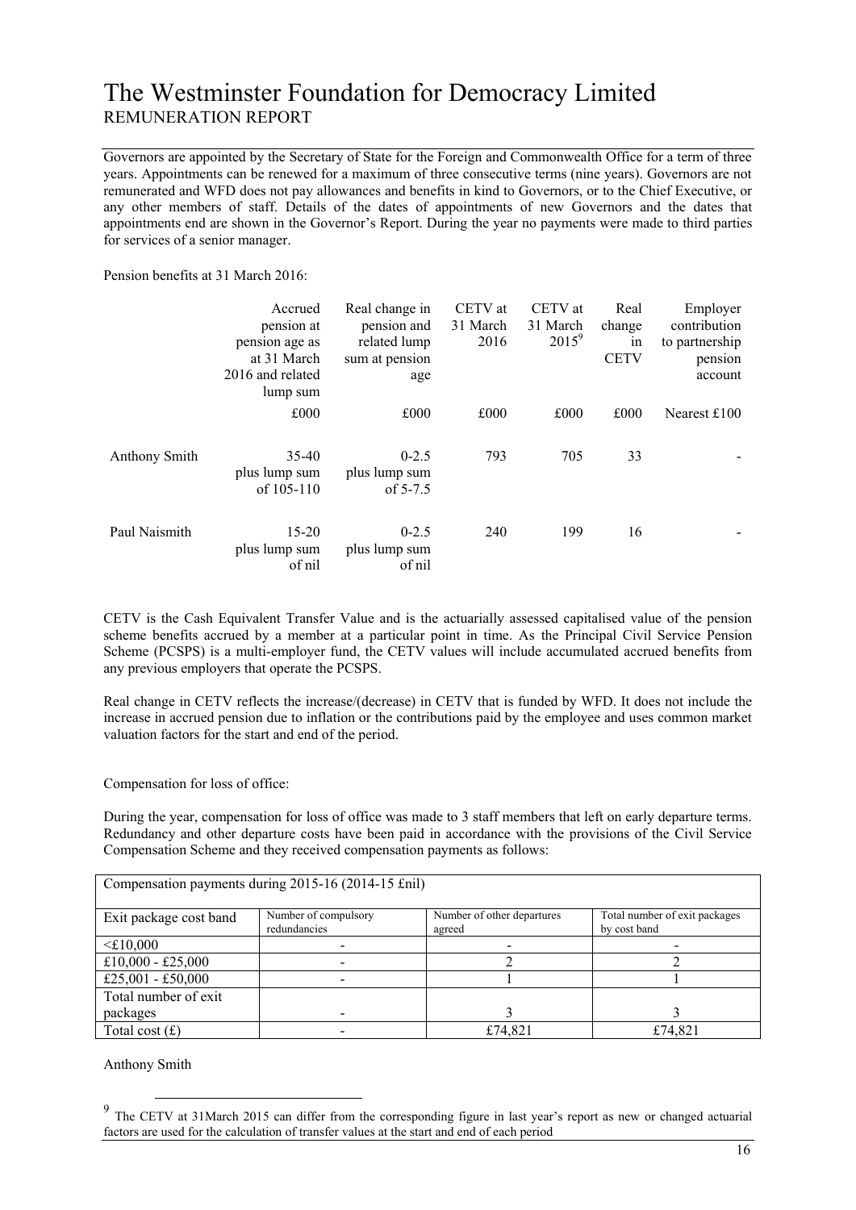# The Westminster Foundation for Democracy Limited

## REMUNERATION REPORT

Governors are appointed by the Secretary of State for the Foreign and Commonwealth Office for a term of three years. Appointments can be renewed for a maximum of three consecutive terms (nine years). Governors are not remunerated and WFD does not pay allowances and benefits in kind to Governors, or to the Chief Executive, or any other members of staff. Details of the dates of appointments of new Governors and the dates that appointments end are shown in the Governor's Report. During the year no payments were made to third parties for services of a senior manager.

Pension benefits at 31 March 2016:

| | Accrued pension at pension age as at 31 March 2016 and related lump sum | Real change in pension and related lump sum at pension age | CETV at 31 March 2016 | CETV at 31 March 2015[9] | Real change in CETV | Employer contribution to partnership pension account |
|---|---|---|---|---|---|---|
| | £000 | £000 | £000 | £000 | £000 | Nearest £100 |
| Anthony Smith | 35-40 plus lump sum of 105-110 | 0-2.5 plus lump sum of 5-7.5 | 793 | 705 | 33 | - |
| Paul Naismith | 15-20 plus lump sum of nil | 0-2.5 plus lump sum of nil | 240 | 199 | 16 | - |

CETV is the Cash Equivalent Transfer Value and is the actuarially assessed capitalised value of the pension scheme benefits accrued by a member at a particular point in time. As the Principal Civil Service Pension Scheme (PCSPS) is a multi-employer fund, the CETV values will include accumulated accrued benefits from any previous employers that operate the PCSPS.

Real change in CETV reflects the increase/(decrease) in CETV that is funded by WFD. It does not include the increase in accrued pension due to inflation or the contributions paid by the employee and uses common market valuation factors for the start and end of the period.

Compensation for loss of office:

During the year, compensation for loss of office was made to 3 staff members that left on early departure terms. Redundancy and other departure costs have been paid in accordance with the provisions of the Civil Service Compensation Scheme and they received compensation payments as follows:

| Compensation payments during 2015-16 (2014-15 £nil) | | | |
|---|---|---|---|
| Exit package cost band | Number of compulsory redundancies | Number of other departures agreed | Total number of exit packages by cost band |
| <£10,000 | - | - | - |
| £10,000 - £25,000 | - | 2 | 2 |
| £25,001 - £50,000 | - | 1 | 1 |
| Total number of exit packages | - | 3 | 3 |
| Total cost (£) | - | £74,821 | £74,821 |

Anthony Smith

[9] The CETV at 31March 2015 can differ from the corresponding figure in last year's report as new or changed actuarial factors are used for the calculation of transfer values at the start and end of each period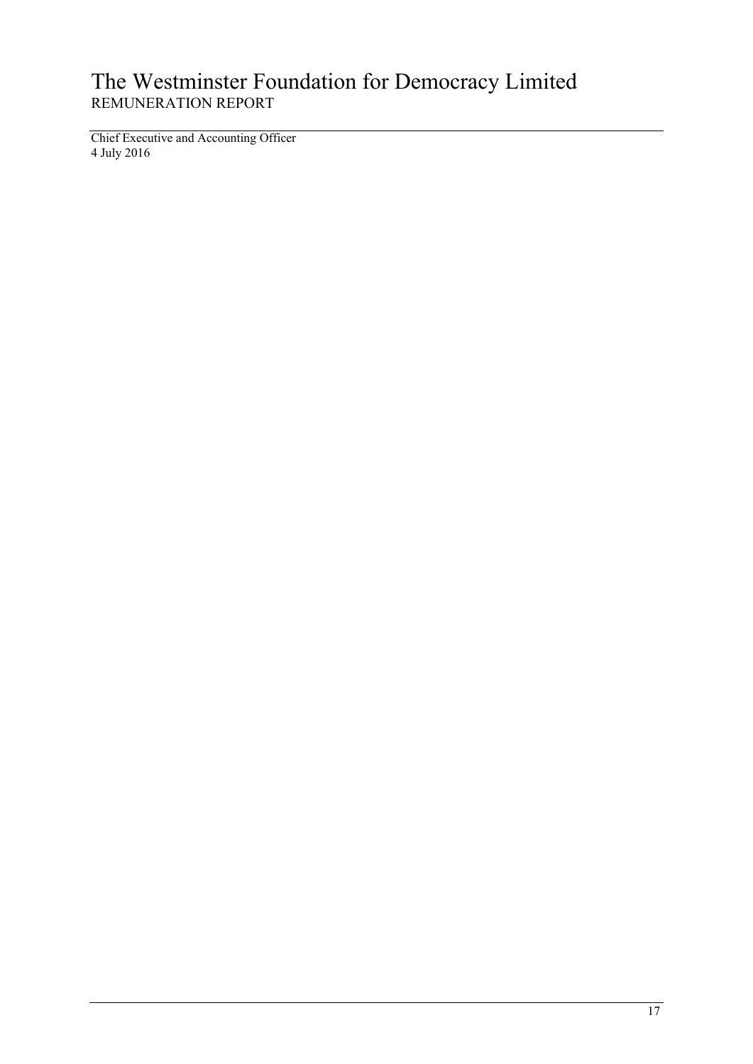Chief Executive and Accounting Officer
4 July 2016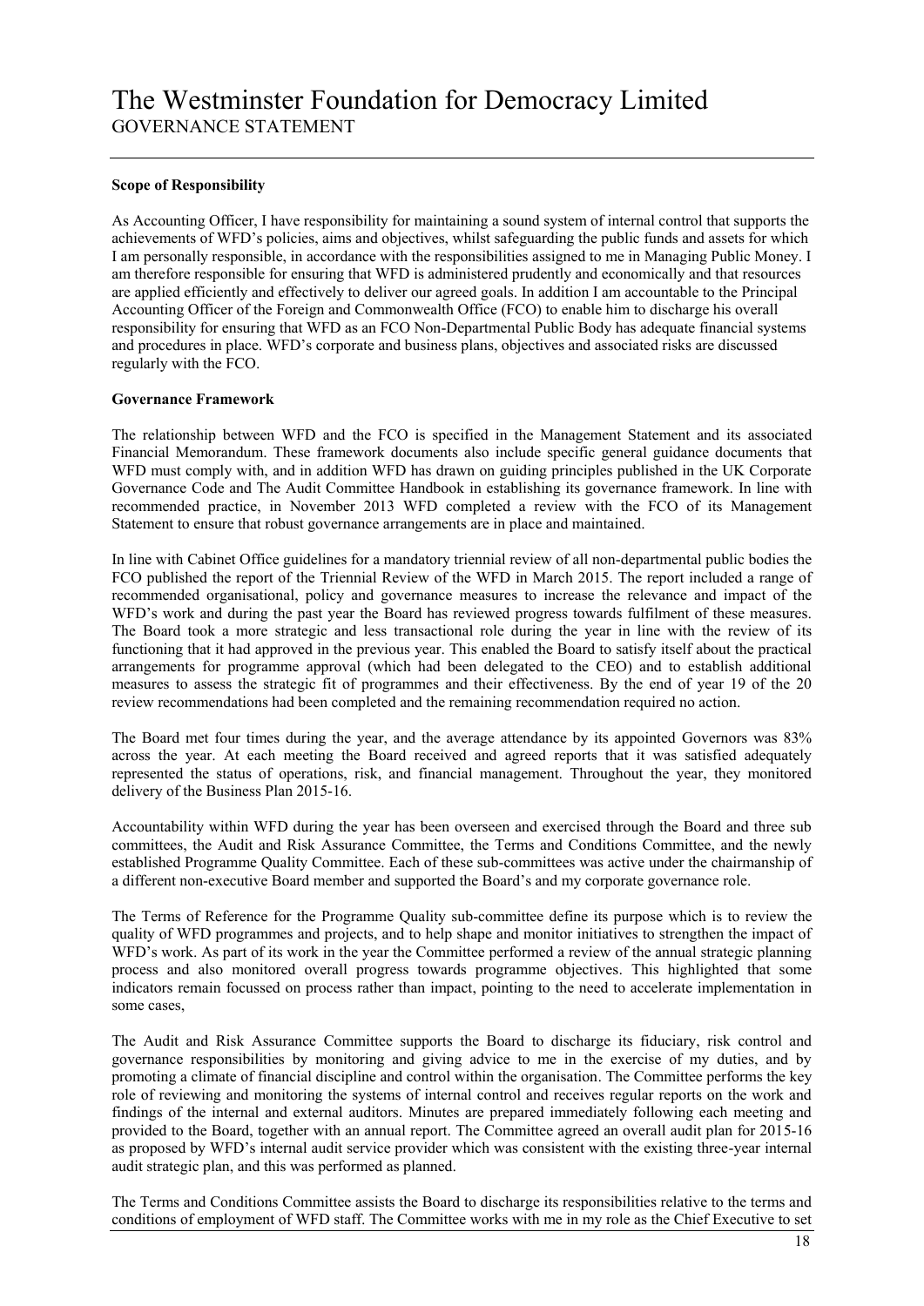# The Westminster Foundation for Democracy Limited

## GOVERNANCE STATEMENT

**Scope of Responsibility**

As Accounting Officer, I have responsibility for maintaining a sound system of internal control that supports the achievements of WFD's policies, aims and objectives, whilst safeguarding the public funds and assets for which I am personally responsible, in accordance with the responsibilities assigned to me in Managing Public Money. I am therefore responsible for ensuring that WFD is administered prudently and economically and that resources are applied efficiently and effectively to deliver our agreed goals. In addition I am accountable to the Principal Accounting Officer of the Foreign and Commonwealth Office (FCO) to enable him to discharge his overall responsibility for ensuring that WFD as an FCO Non-Departmental Public Body has adequate financial systems and procedures in place. WFD's corporate and business plans, objectives and associated risks are discussed regularly with the FCO.

**Governance Framework**

The relationship between WFD and the FCO is specified in the Management Statement and its associated Financial Memorandum. These framework documents also include specific general guidance documents that WFD must comply with, and in addition WFD has drawn on guiding principles published in the UK Corporate Governance Code and The Audit Committee Handbook in establishing its governance framework. In line with recommended practice, in November 2013 WFD completed a review with the FCO of its Management Statement to ensure that robust governance arrangements are in place and maintained.

In line with Cabinet Office guidelines for a mandatory triennial review of all non-departmental public bodies the FCO published the report of the Triennial Review of the WFD in March 2015. The report included a range of recommended organisational, policy and governance measures to increase the relevance and impact of the WFD's work and during the past year the Board has reviewed progress towards fulfilment of these measures. The Board took a more strategic and less transactional role during the year in line with the review of its functioning that it had approved in the previous year. This enabled the Board to satisfy itself about the practical arrangements for programme approval (which had been delegated to the CEO) and to establish additional measures to assess the strategic fit of programmes and their effectiveness. By the end of year 19 of the 20 review recommendations had been completed and the remaining recommendation required no action.

The Board met four times during the year, and the average attendance by its appointed Governors was 83% across the year. At each meeting the Board received and agreed reports that it was satisfied adequately represented the status of operations, risk, and financial management. Throughout the year, they monitored delivery of the Business Plan 2015-16.

Accountability within WFD during the year has been overseen and exercised through the Board and three sub committees, the Audit and Risk Assurance Committee, the Terms and Conditions Committee, and the newly established Programme Quality Committee. Each of these sub-committees was active under the chairmanship of a different non-executive Board member and supported the Board's and my corporate governance role.

The Terms of Reference for the Programme Quality sub-committee define its purpose which is to review the quality of WFD programmes and projects, and to help shape and monitor initiatives to strengthen the impact of WFD's work. As part of its work in the year the Committee performed a review of the annual strategic planning process and also monitored overall progress towards programme objectives. This highlighted that some indicators remain focussed on process rather than impact, pointing to the need to accelerate implementation in some cases,

The Audit and Risk Assurance Committee supports the Board to discharge its fiduciary, risk control and governance responsibilities by monitoring and giving advice to me in the exercise of my duties, and by promoting a climate of financial discipline and control within the organisation. The Committee performs the key role of reviewing and monitoring the systems of internal control and receives regular reports on the work and findings of the internal and external auditors. Minutes are prepared immediately following each meeting and provided to the Board, together with an annual report. The Committee agreed an overall audit plan for 2015-16 as proposed by WFD's internal audit service provider which was consistent with the existing three-year internal audit strategic plan, and this was performed as planned.

The Terms and Conditions Committee assists the Board to discharge its responsibilities relative to the terms and conditions of employment of WFD staff. The Committee works with me in my role as the Chief Executive to set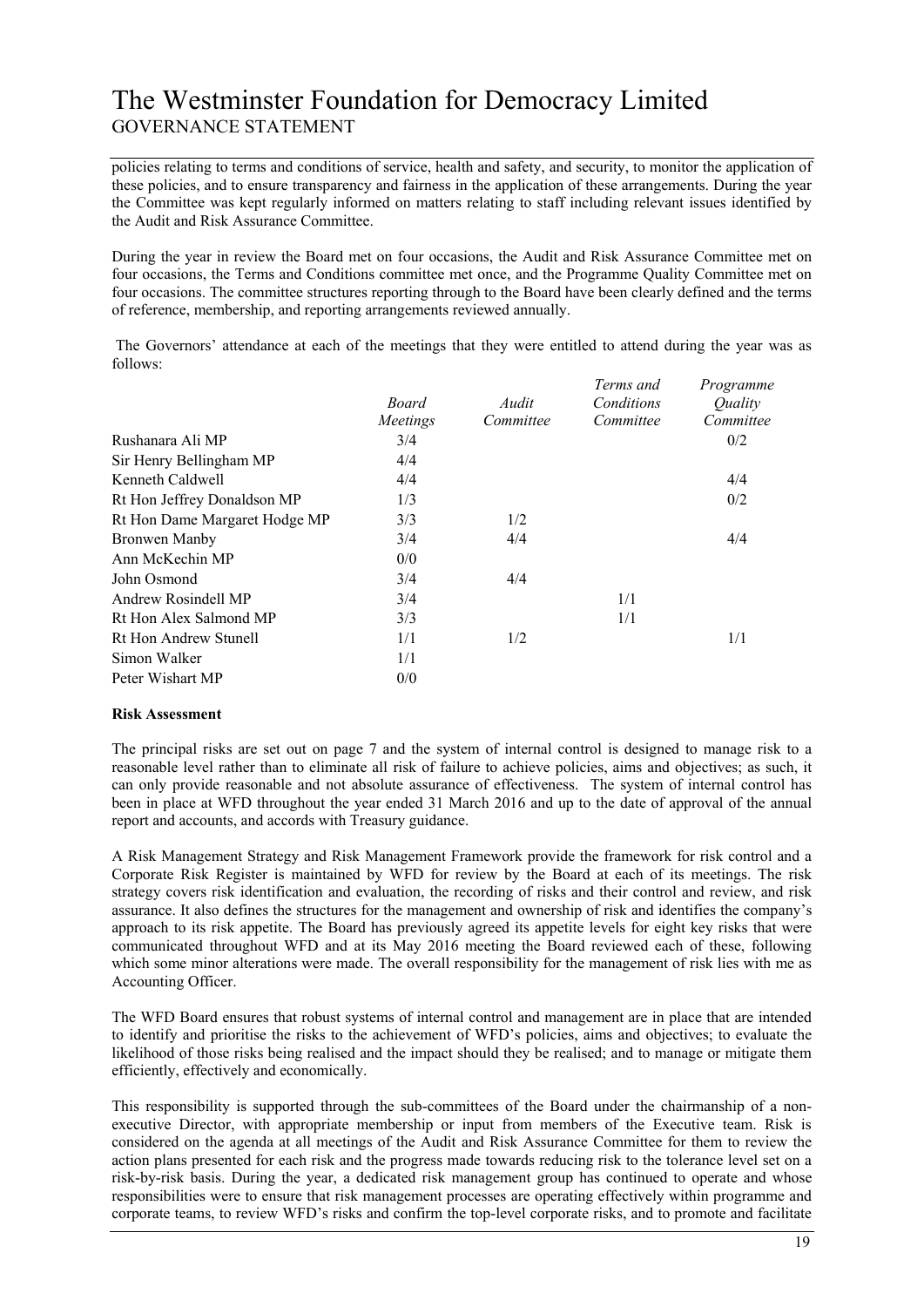policies relating to terms and conditions of service, health and safety, and security, to monitor the application of these policies, and to ensure transparency and fairness in the application of these arrangements. During the year the Committee was kept regularly informed on matters relating to staff including relevant issues identified by the Audit and Risk Assurance Committee.

During the year in review the Board met on four occasions, the Audit and Risk Assurance Committee met on four occasions, the Terms and Conditions committee met once, and the Programme Quality Committee met on four occasions. The committee structures reporting through to the Board have been clearly defined and the terms of reference, membership, and reporting arrangements reviewed annually.

The Governors' attendance at each of the meetings that they were entitled to attend during the year was as follows:

| | *Board Meetings* | *Audit Committee* | *Terms and Conditions Committee* | *Programme Quality Committee* |
|---|---|---|---|---|
| Rushanara Ali MP | 3/4 | | | 0/2 |
| Sir Henry Bellingham MP | 4/4 | | | |
| Kenneth Caldwell | 4/4 | | | 4/4 |
| Rt Hon Jeffrey Donaldson MP | 1/3 | | | 0/2 |
| Rt Hon Dame Margaret Hodge MP | 3/3 | 1/2 | | |
| Bronwen Manby | 3/4 | 4/4 | | 4/4 |
| Ann McKechin MP | 0/0 | | | |
| John Osmond | 3/4 | 4/4 | | |
| Andrew Rosindell MP | 3/4 | | 1/1 | |
| Rt Hon Alex Salmond MP | 3/3 | | 1/1 | |
| Rt Hon Andrew Stunell | 1/1 | 1/2 | | 1/1 |
| Simon Walker | 1/1 | | | |
| Peter Wishart MP | 0/0 | | | |

**Risk Assessment**

The principal risks are set out on page 7 and the system of internal control is designed to manage risk to a reasonable level rather than to eliminate all risk of failure to achieve policies, aims and objectives; as such, it can only provide reasonable and not absolute assurance of effectiveness. The system of internal control has been in place at WFD throughout the year ended 31 March 2016 and up to the date of approval of the annual report and accounts, and accords with Treasury guidance.

A Risk Management Strategy and Risk Management Framework provide the framework for risk control and a Corporate Risk Register is maintained by WFD for review by the Board at each of its meetings. The risk strategy covers risk identification and evaluation, the recording of risks and their control and review, and risk assurance. It also defines the structures for the management and ownership of risk and identifies the company's approach to its risk appetite. The Board has previously agreed its appetite levels for eight key risks that were communicated throughout WFD and at its May 2016 meeting the Board reviewed each of these, following which some minor alterations were made. The overall responsibility for the management of risk lies with me as Accounting Officer.

The WFD Board ensures that robust systems of internal control and management are in place that are intended to identify and prioritise the risks to the achievement of WFD's policies, aims and objectives; to evaluate the likelihood of those risks being realised and the impact should they be realised; and to manage or mitigate them efficiently, effectively and economically.

This responsibility is supported through the sub-committees of the Board under the chairmanship of a non-executive Director, with appropriate membership or input from members of the Executive team. Risk is considered on the agenda at all meetings of the Audit and Risk Assurance Committee for them to review the action plans presented for each risk and the progress made towards reducing risk to the tolerance level set on a risk-by-risk basis. During the year, a dedicated risk management group has continued to operate and whose responsibilities were to ensure that risk management processes are operating effectively within programme and corporate teams, to review WFD's risks and confirm the top-level corporate risks, and to promote and facilitate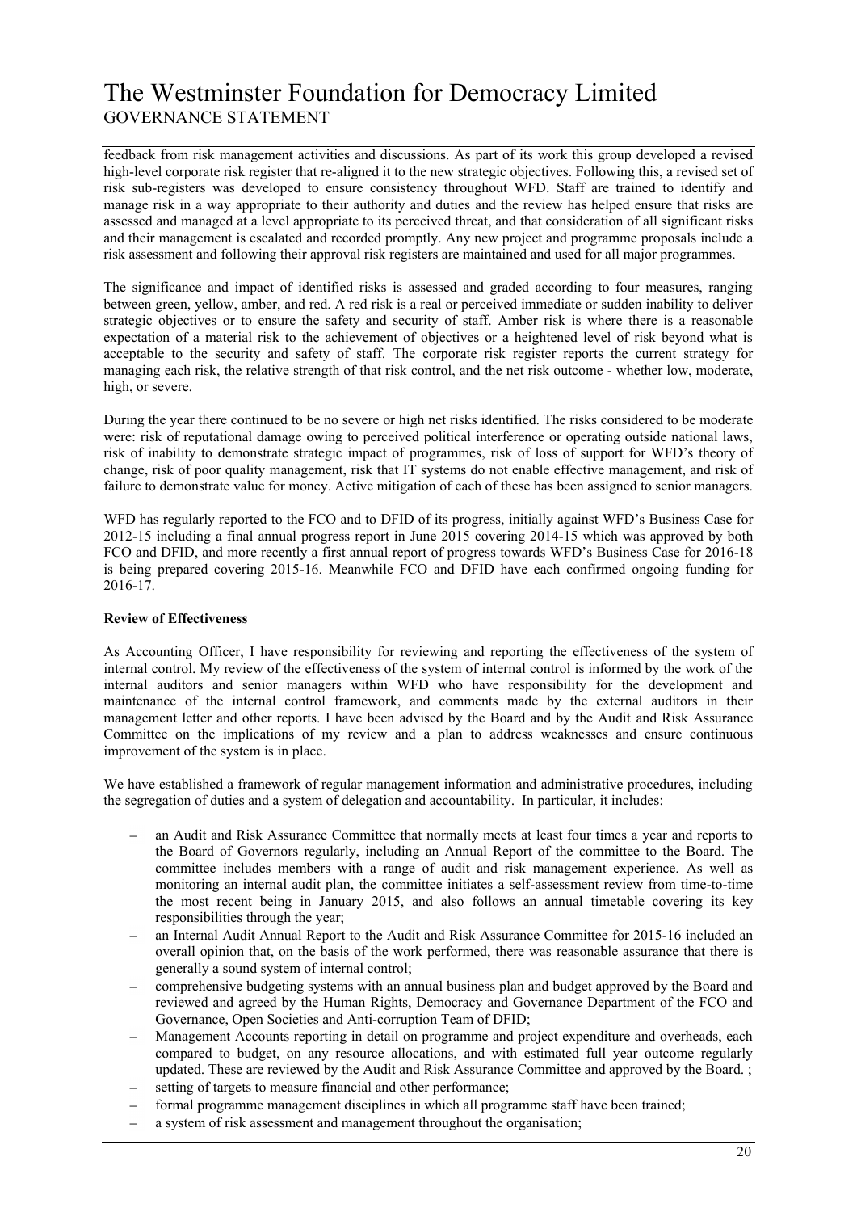feedback from risk management activities and discussions. As part of its work this group developed a revised high-level corporate risk register that re-aligned it to the new strategic objectives. Following this, a revised set of risk sub-registers was developed to ensure consistency throughout WFD. Staff are trained to identify and manage risk in a way appropriate to their authority and duties and the review has helped ensure that risks are assessed and managed at a level appropriate to its perceived threat, and that consideration of all significant risks and their management is escalated and recorded promptly. Any new project and programme proposals include a risk assessment and following their approval risk registers are maintained and used for all major programmes.

The significance and impact of identified risks is assessed and graded according to four measures, ranging between green, yellow, amber, and red. A red risk is a real or perceived immediate or sudden inability to deliver strategic objectives or to ensure the safety and security of staff. Amber risk is where there is a reasonable expectation of a material risk to the achievement of objectives or a heightened level of risk beyond what is acceptable to the security and safety of staff. The corporate risk register reports the current strategy for managing each risk, the relative strength of that risk control, and the net risk outcome - whether low, moderate, high, or severe.

During the year there continued to be no severe or high net risks identified. The risks considered to be moderate were: risk of reputational damage owing to perceived political interference or operating outside national laws, risk of inability to demonstrate strategic impact of programmes, risk of loss of support for WFD's theory of change, risk of poor quality management, risk that IT systems do not enable effective management, and risk of failure to demonstrate value for money. Active mitigation of each of these has been assigned to senior managers.

WFD has regularly reported to the FCO and to DFID of its progress, initially against WFD's Business Case for 2012-15 including a final annual progress report in June 2015 covering 2014-15 which was approved by both FCO and DFID, and more recently a first annual report of progress towards WFD's Business Case for 2016-18 is being prepared covering 2015-16. Meanwhile FCO and DFID have each confirmed ongoing funding for 2016-17.

**Review of Effectiveness**

As Accounting Officer, I have responsibility for reviewing and reporting the effectiveness of the system of internal control. My review of the effectiveness of the system of internal control is informed by the work of the internal auditors and senior managers within WFD who have responsibility for the development and maintenance of the internal control framework, and comments made by the external auditors in their management letter and other reports. I have been advised by the Board and by the Audit and Risk Assurance Committee on the implications of my review and a plan to address weaknesses and ensure continuous improvement of the system is in place.

We have established a framework of regular management information and administrative procedures, including the segregation of duties and a system of delegation and accountability. In particular, it includes:

- an Audit and Risk Assurance Committee that normally meets at least four times a year and reports to the Board of Governors regularly, including an Annual Report of the committee to the Board. The committee includes members with a range of audit and risk management experience. As well as monitoring an internal audit plan, the committee initiates a self-assessment review from time-to-time the most recent being in January 2015, and also follows an annual timetable covering its key responsibilities through the year;
- an Internal Audit Annual Report to the Audit and Risk Assurance Committee for 2015-16 included an overall opinion that, on the basis of the work performed, there was reasonable assurance that there is generally a sound system of internal control;
- comprehensive budgeting systems with an annual business plan and budget approved by the Board and reviewed and agreed by the Human Rights, Democracy and Governance Department of the FCO and Governance, Open Societies and Anti-corruption Team of DFID;
- Management Accounts reporting in detail on programme and project expenditure and overheads, each compared to budget, on any resource allocations, and with estimated full year outcome regularly updated. These are reviewed by the Audit and Risk Assurance Committee and approved by the Board. ;
- setting of targets to measure financial and other performance;
- formal programme management disciplines in which all programme staff have been trained;
- a system of risk assessment and management throughout the organisation;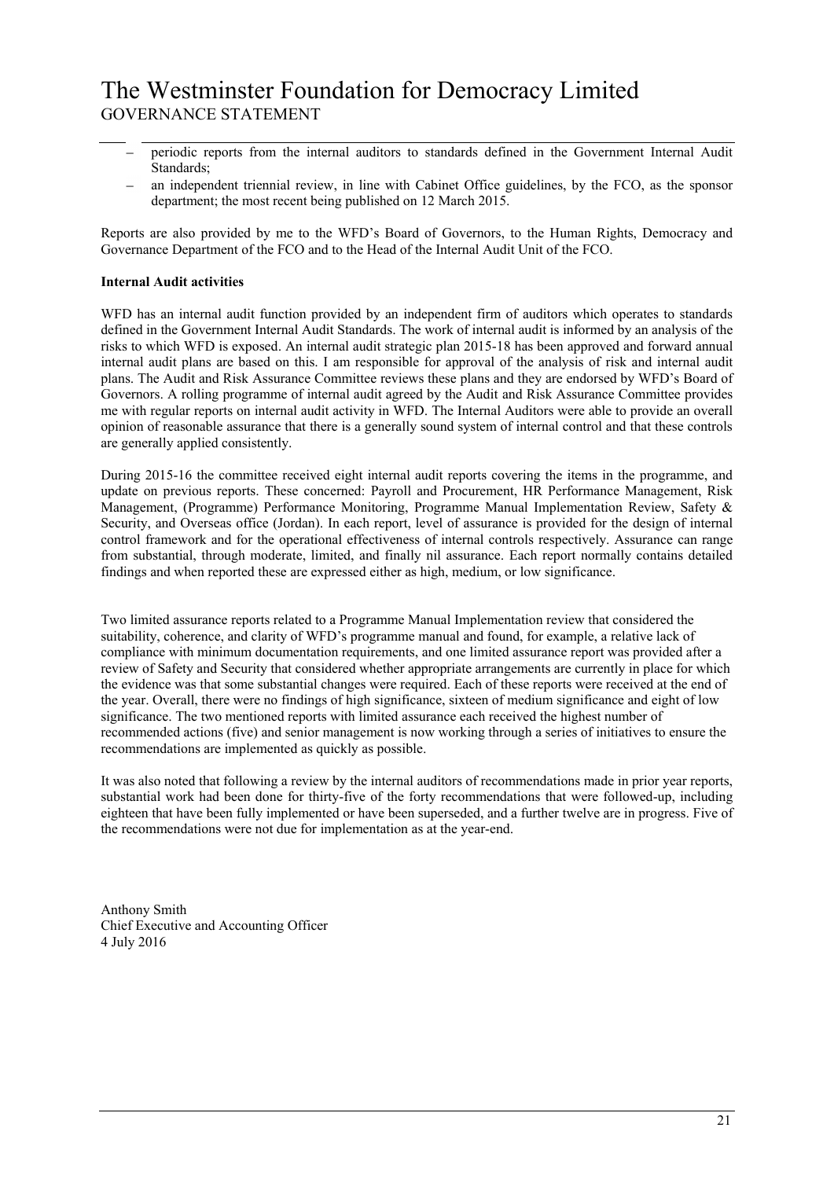- periodic reports from the internal auditors to standards defined in the Government Internal Audit Standards;
- an independent triennial review, in line with Cabinet Office guidelines, by the FCO, as the sponsor department; the most recent being published on 12 March 2015.

Reports are also provided by me to the WFD's Board of Governors, to the Human Rights, Democracy and Governance Department of the FCO and to the Head of the Internal Audit Unit of the FCO.

**Internal Audit activities**

WFD has an internal audit function provided by an independent firm of auditors which operates to standards defined in the Government Internal Audit Standards. The work of internal audit is informed by an analysis of the risks to which WFD is exposed. An internal audit strategic plan 2015-18 has been approved and forward annual internal audit plans are based on this. I am responsible for approval of the analysis of risk and internal audit plans. The Audit and Risk Assurance Committee reviews these plans and they are endorsed by WFD's Board of Governors. A rolling programme of internal audit agreed by the Audit and Risk Assurance Committee provides me with regular reports on internal audit activity in WFD. The Internal Auditors were able to provide an overall opinion of reasonable assurance that there is a generally sound system of internal control and that these controls are generally applied consistently.

During 2015-16 the committee received eight internal audit reports covering the items in the programme, and update on previous reports. These concerned: Payroll and Procurement, HR Performance Management, Risk Management, (Programme) Performance Monitoring, Programme Manual Implementation Review, Safety & Security, and Overseas office (Jordan). In each report, level of assurance is provided for the design of internal control framework and for the operational effectiveness of internal controls respectively. Assurance can range from substantial, through moderate, limited, and finally nil assurance. Each report normally contains detailed findings and when reported these are expressed either as high, medium, or low significance.

Two limited assurance reports related to a Programme Manual Implementation review that considered the suitability, coherence, and clarity of WFD's programme manual and found, for example, a relative lack of compliance with minimum documentation requirements, and one limited assurance report was provided after a review of Safety and Security that considered whether appropriate arrangements are currently in place for which the evidence was that some substantial changes were required. Each of these reports were received at the end of the year. Overall, there were no findings of high significance, sixteen of medium significance and eight of low significance. The two mentioned reports with limited assurance each received the highest number of recommended actions (five) and senior management is now working through a series of initiatives to ensure the recommendations are implemented as quickly as possible.

It was also noted that following a review by the internal auditors of recommendations made in prior year reports, substantial work had been done for thirty-five of the forty recommendations that were followed-up, including eighteen that have been fully implemented or have been superseded, and a further twelve are in progress. Five of the recommendations were not due for implementation as at the year-end.

Anthony Smith
Chief Executive and Accounting Officer
4 July 2016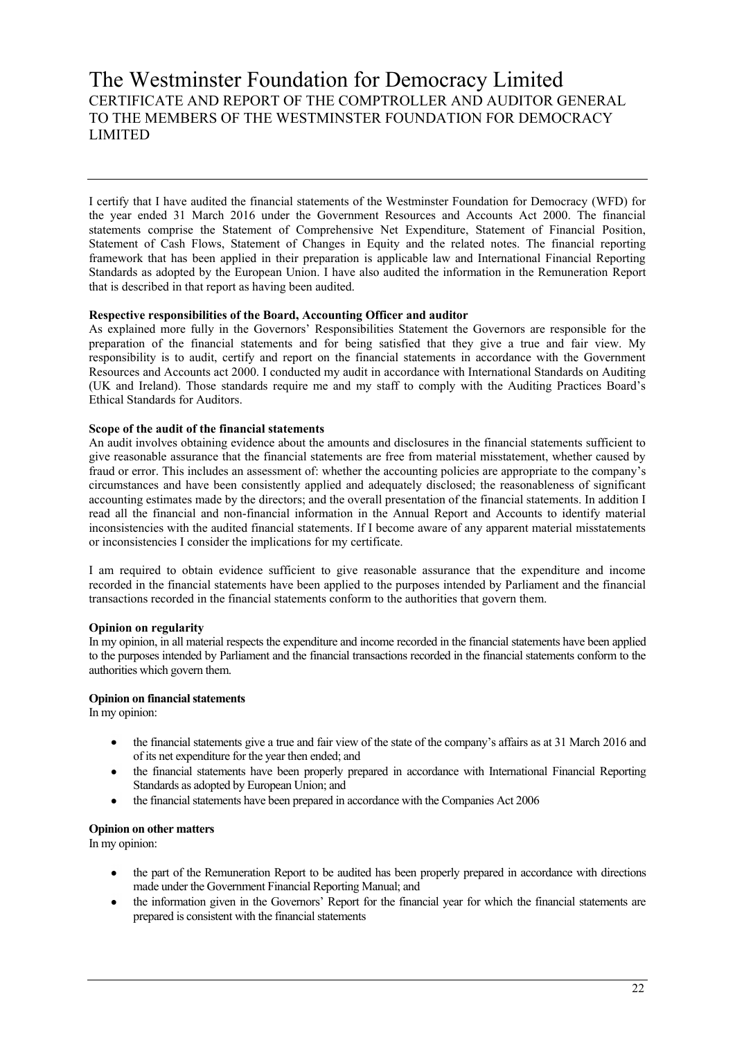# The Westminster Foundation for Democracy Limited

## CERTIFICATE AND REPORT OF THE COMPTROLLER AND AUDITOR GENERAL TO THE MEMBERS OF THE WESTMINSTER FOUNDATION FOR DEMOCRACY LIMITED

I certify that I have audited the financial statements of the Westminster Foundation for Democracy (WFD) for the year ended 31 March 2016 under the Government Resources and Accounts Act 2000. The financial statements comprise the Statement of Comprehensive Net Expenditure, Statement of Financial Position, Statement of Cash Flows, Statement of Changes in Equity and the related notes. The financial reporting framework that has been applied in their preparation is applicable law and International Financial Reporting Standards as adopted by the European Union. I have also audited the information in the Remuneration Report that is described in that report as having been audited.

**Respective responsibilities of the Board, Accounting Officer and auditor**

As explained more fully in the Governors' Responsibilities Statement the Governors are responsible for the preparation of the financial statements and for being satisfied that they give a true and fair view. My responsibility is to audit, certify and report on the financial statements in accordance with the Government Resources and Accounts act 2000. I conducted my audit in accordance with International Standards on Auditing (UK and Ireland). Those standards require me and my staff to comply with the Auditing Practices Board's Ethical Standards for Auditors.

**Scope of the audit of the financial statements**

An audit involves obtaining evidence about the amounts and disclosures in the financial statements sufficient to give reasonable assurance that the financial statements are free from material misstatement, whether caused by fraud or error. This includes an assessment of: whether the accounting policies are appropriate to the company's circumstances and have been consistently applied and adequately disclosed; the reasonableness of significant accounting estimates made by the directors; and the overall presentation of the financial statements. In addition I read all the financial and non-financial information in the Annual Report and Accounts to identify material inconsistencies with the audited financial statements. If I become aware of any apparent material misstatements or inconsistencies I consider the implications for my certificate.

I am required to obtain evidence sufficient to give reasonable assurance that the expenditure and income recorded in the financial statements have been applied to the purposes intended by Parliament and the financial transactions recorded in the financial statements conform to the authorities that govern them.

**Opinion on regularity**

In my opinion, in all material respects the expenditure and income recorded in the financial statements have been applied to the purposes intended by Parliament and the financial transactions recorded in the financial statements conform to the authorities which govern them.

**Opinion on financial statements**

In my opinion:

- the financial statements give a true and fair view of the state of the company's affairs as at 31 March 2016 and of its net expenditure for the year then ended; and
- the financial statements have been properly prepared in accordance with International Financial Reporting Standards as adopted by European Union; and
- the financial statements have been prepared in accordance with the Companies Act 2006

**Opinion on other matters**

In my opinion:

- the part of the Remuneration Report to be audited has been properly prepared in accordance with directions made under the Government Financial Reporting Manual; and
- the information given in the Governors' Report for the financial year for which the financial statements are prepared is consistent with the financial statements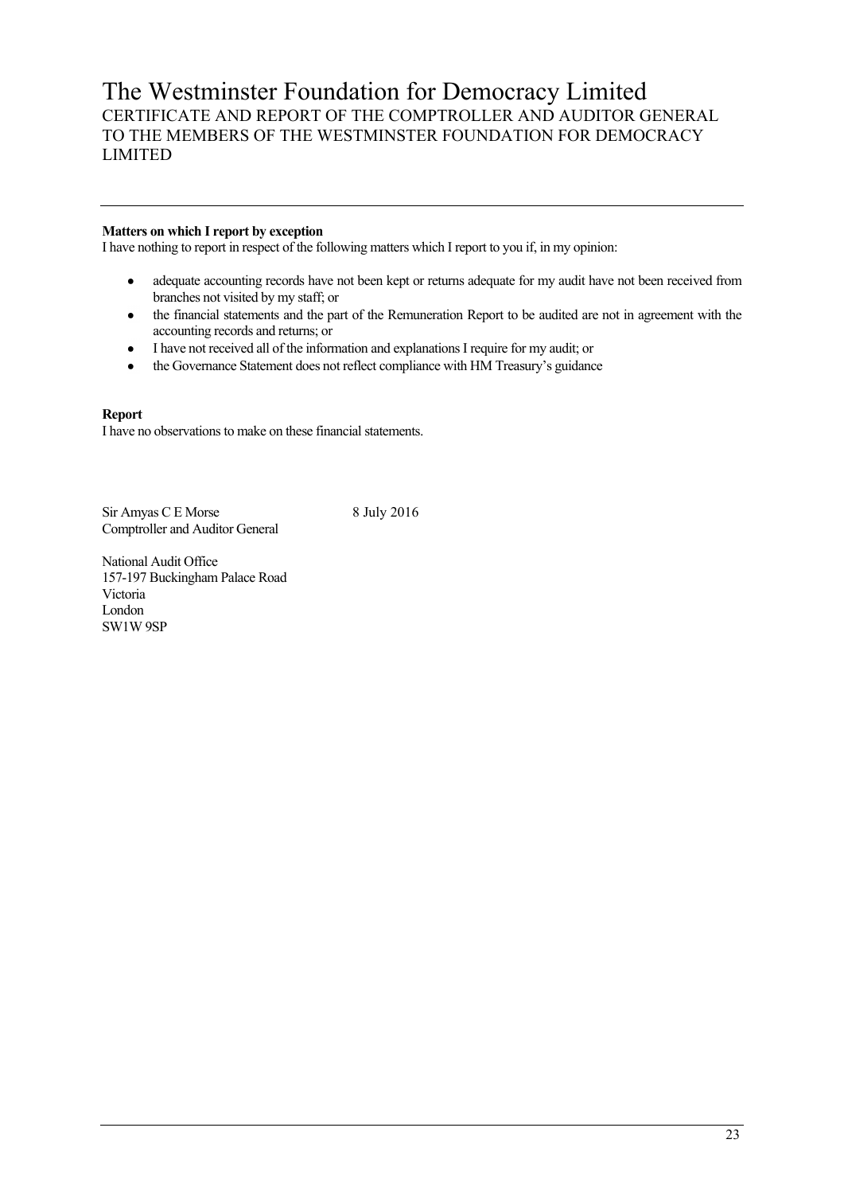# The Westminster Foundation for Democracy Limited

CERTIFICATE AND REPORT OF THE COMPTROLLER AND AUDITOR GENERAL TO THE MEMBERS OF THE WESTMINSTER FOUNDATION FOR DEMOCRACY LIMITED

**Matters on which I report by exception**

I have nothing to report in respect of the following matters which I report to you if, in my opinion:

- adequate accounting records have not been kept or returns adequate for my audit have not been received from branches not visited by my staff; or
- the financial statements and the part of the Remuneration Report to be audited are not in agreement with the accounting records and returns; or
- I have not received all of the information and explanations I require for my audit; or
- the Governance Statement does not reflect compliance with HM Treasury's guidance

**Report**

I have no observations to make on these financial statements.

Sir Amyas C E Morse
Comptroller and Auditor General

8 July 2016

National Audit Office
157-197 Buckingham Palace Road
Victoria
London
SW1W 9SP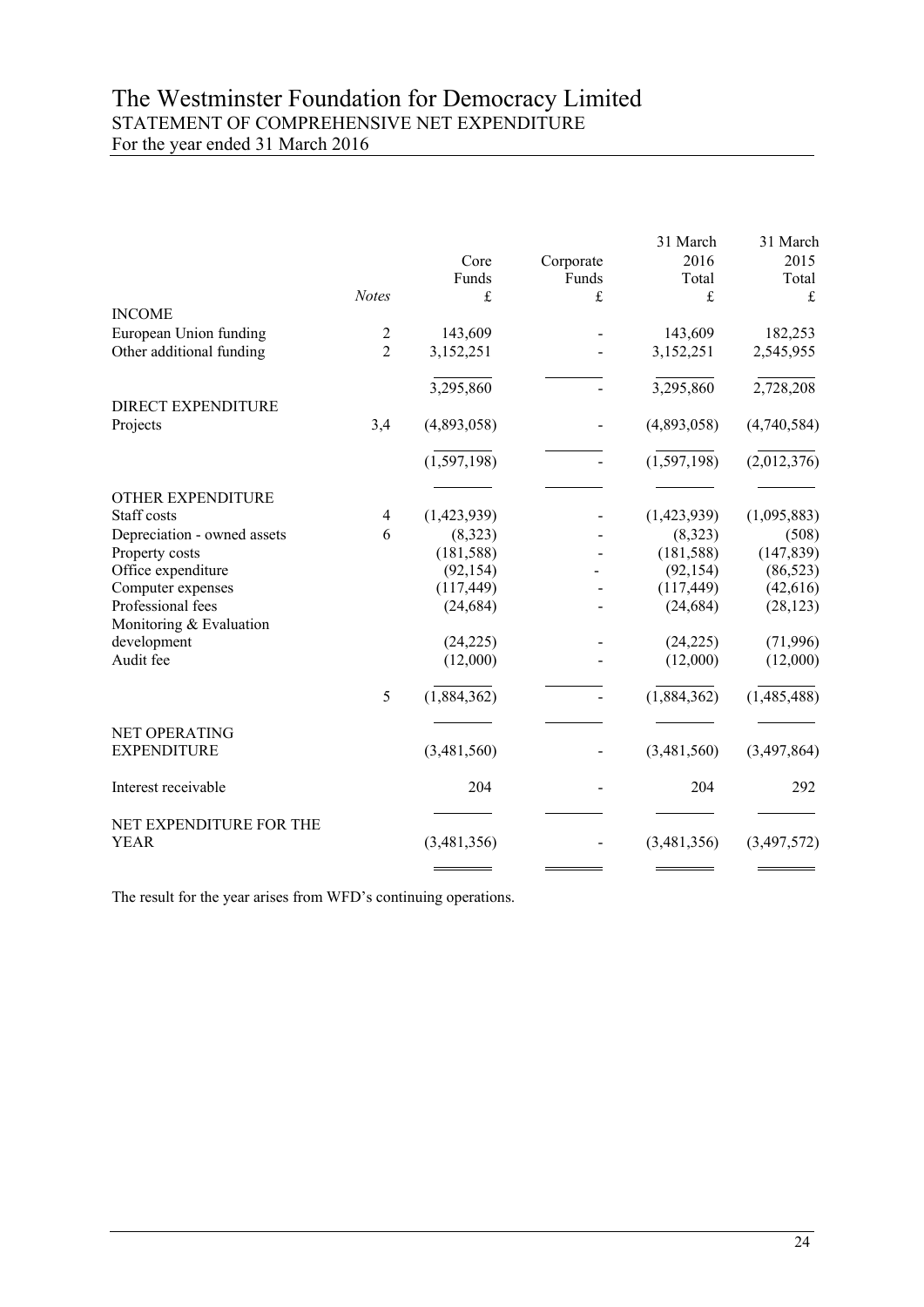# The Westminster Foundation for Democracy Limited

## STATEMENT OF COMPREHENSIVE NET EXPENDITURE

For the year ended 31 March 2016

| | Notes | Core Funds £ | Corporate Funds £ | 31 March 2016 Total £ | 31 March 2015 Total £ |
|---|---|---|---|---|---|
| INCOME | | | | | |
| European Union funding | 2 | 143,609 | - | 143,609 | 182,253 |
| Other additional funding | 2 | 3,152,251 | - | 3,152,251 | 2,545,955 |
| | | 3,295,860 | - | 3,295,860 | 2,728,208 |
| DIRECT EXPENDITURE | | | | | |
| Projects | 3,4 | (4,893,058) | - | (4,893,058) | (4,740,584) |
| | | (1,597,198) | - | (1,597,198) | (2,012,376) |
| OTHER EXPENDITURE | | | | | |
| Staff costs | 4 | (1,423,939) | - | (1,423,939) | (1,095,883) |
| Depreciation - owned assets | 6 | (8,323) | - | (8,323) | (508) |
| Property costs | | (181,588) | - | (181,588) | (147,839) |
| Office expenditure | | (92,154) | - | (92,154) | (86,523) |
| Computer expenses | | (117,449) | - | (117,449) | (42,616) |
| Professional fees | | (24,684) | - | (24,684) | (28,123) |
| Monitoring & Evaluation development | | (24,225) | - | (24,225) | (71,996) |
| Audit fee | | (12,000) | - | (12,000) | (12,000) |
| | 5 | (1,884,362) | - | (1,884,362) | (1,485,488) |
| NET OPERATING EXPENDITURE | | (3,481,560) | - | (3,481,560) | (3,497,864) |
| Interest receivable | | 204 | - | 204 | 292 |
| NET EXPENDITURE FOR THE YEAR | | (3,481,356) | - | (3,481,356) | (3,497,572) |

The result for the year arises from WFD's continuing operations.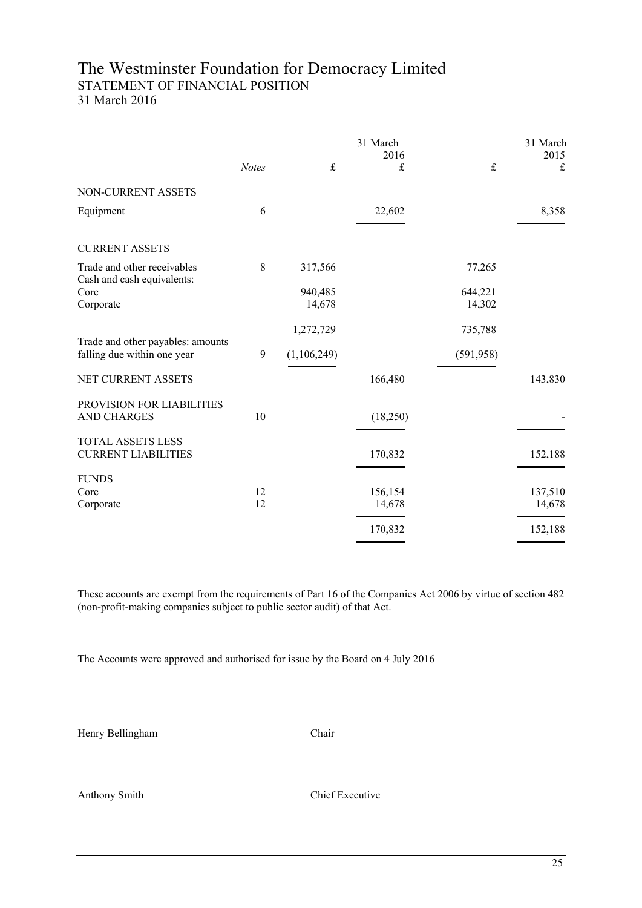# The Westminster Foundation for Democracy Limited

## STATEMENT OF FINANCIAL POSITION

### 31 March 2016

| | *Notes* | £ | 31 March 2016 £ | £ | 31 March 2015 £ |
|---|---|---|---|---|---|
| NON-CURRENT ASSETS | | | | | |
| Equipment | 6 | | 22,602 | | 8,358 |
| CURRENT ASSETS | | | | | |
| Trade and other receivables | 8 | 317,566 | | 77,265 | |
| Cash and cash equivalents: | | | | | |
| Core | | 940,485 | | 644,221 | |
| Corporate | | 14,678 | | 14,302 | |
| | | 1,272,729 | | 735,788 | |
| Trade and other payables: amounts falling due within one year | 9 | (1,106,249) | | (591,958) | |
| NET CURRENT ASSETS | | | 166,480 | | 143,830 |
| PROVISION FOR LIABILITIES AND CHARGES | 10 | | (18,250) | | - |
| TOTAL ASSETS LESS CURRENT LIABILITIES | | | 170,832 | | 152,188 |
| FUNDS | | | | | |
| Core | 12 | | 156,154 | | 137,510 |
| Corporate | 12 | | 14,678 | | 14,678 |
| | | | 170,832 | | 152,188 |

These accounts are exempt from the requirements of Part 16 of the Companies Act 2006 by virtue of section 482 (non-profit-making companies subject to public sector audit) of that Act.

The Accounts were approved and authorised for issue by the Board on 4 July 2016

Henry Bellingham — Chair

Anthony Smith — Chief Executive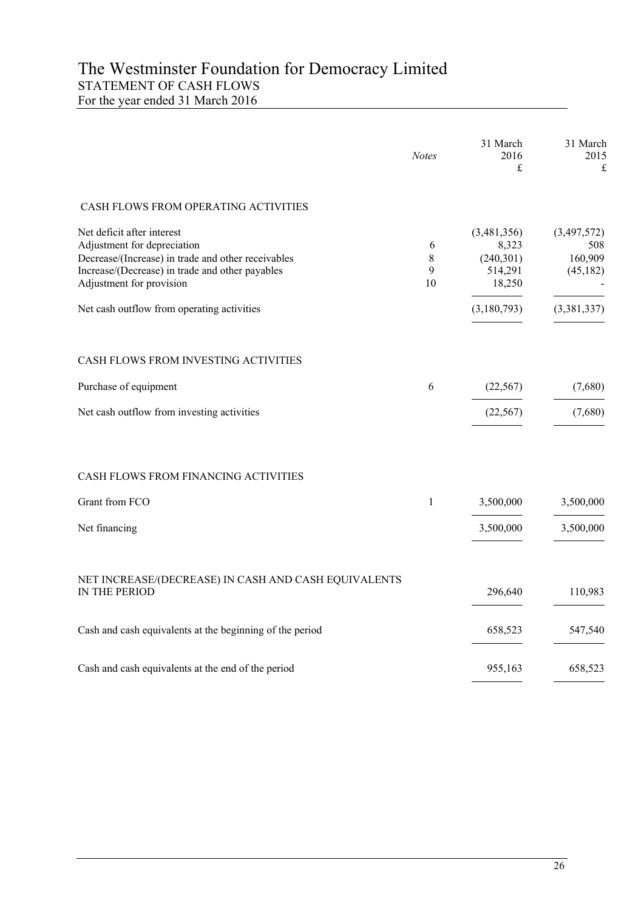# The Westminster Foundation for Democracy Limited

## STATEMENT OF CASH FLOWS

For the year ended 31 March 2016

| | *Notes* | 31 March 2016 £ | 31 March 2015 £ |
|---|---|---|---|
| CASH FLOWS FROM OPERATING ACTIVITIES | | | |
| Net deficit after interest | | (3,481,356) | (3,497,572) |
| Adjustment for depreciation | 6 | 8,323 | 508 |
| Decrease/(Increase) in trade and other receivables | 8 | (240,301) | 160,909 |
| Increase/(Decrease) in trade and other payables | 9 | 514,291 | (45,182) |
| Adjustment for provision | 10 | 18,250 | - |
| Net cash outflow from operating activities | | (3,180,793) | (3,381,337) |
| CASH FLOWS FROM INVESTING ACTIVITIES | | | |
| Purchase of equipment | 6 | (22,567) | (7,680) |
| Net cash outflow from investing activities | | (22,567) | (7,680) |
| CASH FLOWS FROM FINANCING ACTIVITIES | | | |
| Grant from FCO | 1 | 3,500,000 | 3,500,000 |
| Net financing | | 3,500,000 | 3,500,000 |
| NET INCREASE/(DECREASE) IN CASH AND CASH EQUIVALENTS IN THE PERIOD | | 296,640 | 110,983 |
| Cash and cash equivalents at the beginning of the period | | 658,523 | 547,540 |
| Cash and cash equivalents at the end of the period | | 955,163 | 658,523 |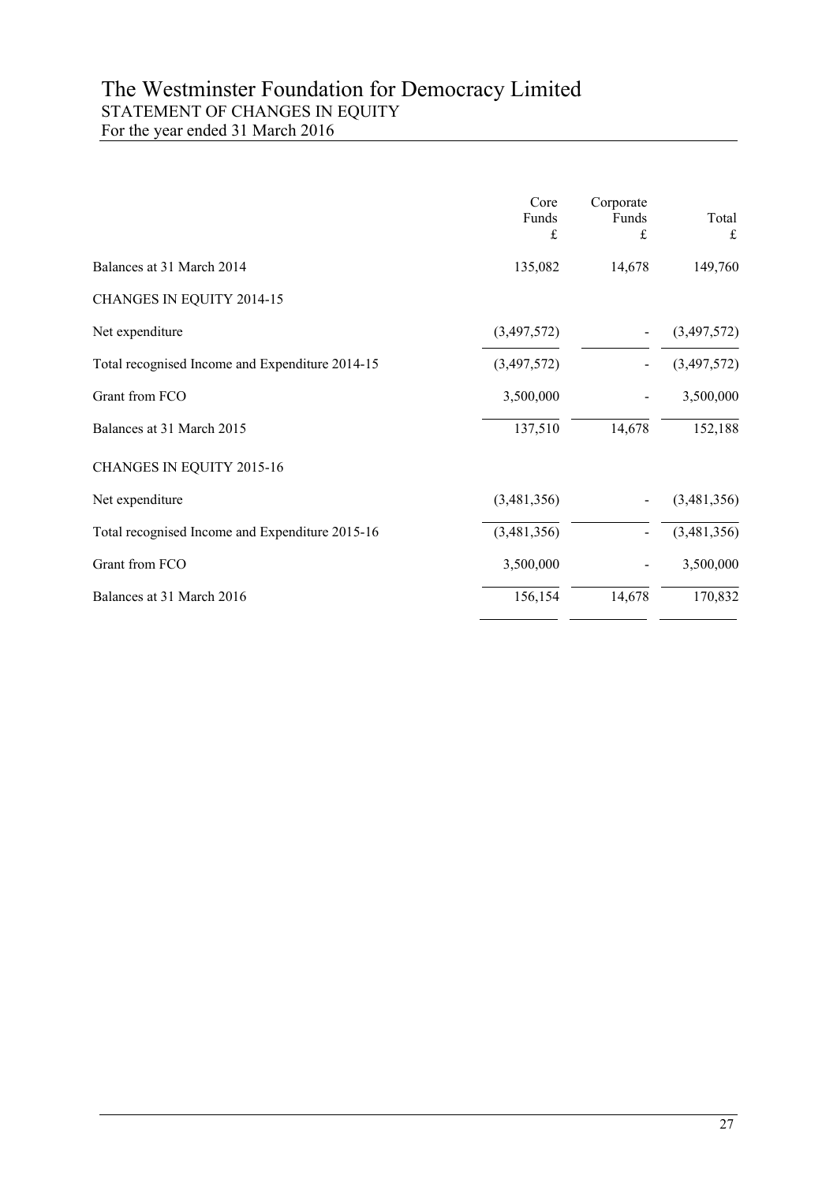# The Westminster Foundation for Democracy Limited

## STATEMENT OF CHANGES IN EQUITY

For the year ended 31 March 2016

| | Core Funds £ | Corporate Funds £ | Total £ |
|---|---|---|---|
| Balances at 31 March 2014 | 135,082 | 14,678 | 149,760 |
| CHANGES IN EQUITY 2014-15 | | | |
| Net expenditure | (3,497,572) | - | (3,497,572) |
| Total recognised Income and Expenditure 2014-15 | (3,497,572) | - | (3,497,572) |
| Grant from FCO | 3,500,000 | - | 3,500,000 |
| Balances at 31 March 2015 | 137,510 | 14,678 | 152,188 |
| CHANGES IN EQUITY 2015-16 | | | |
| Net expenditure | (3,481,356) | - | (3,481,356) |
| Total recognised Income and Expenditure 2015-16 | (3,481,356) | - | (3,481,356) |
| Grant from FCO | 3,500,000 | - | 3,500,000 |
| Balances at 31 March 2016 | 156,154 | 14,678 | 170,832 |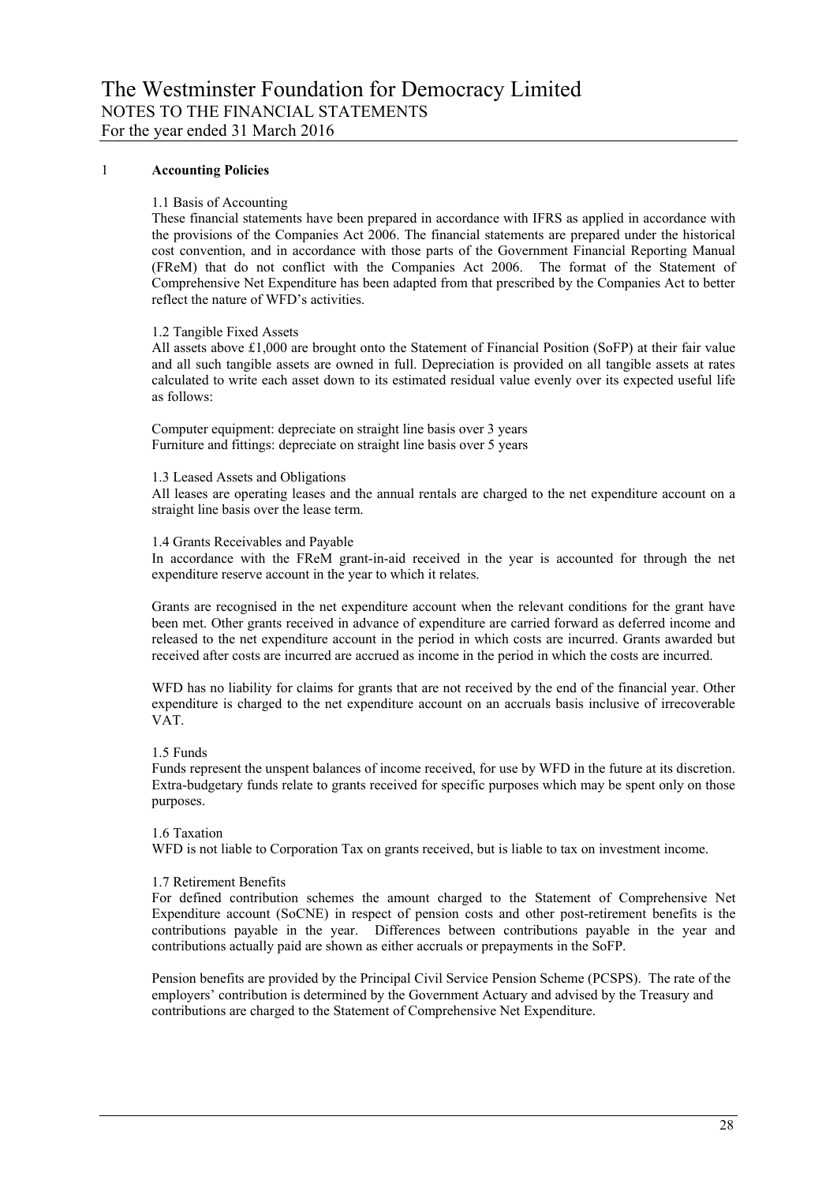# The Westminster Foundation for Democracy Limited

NOTES TO THE FINANCIAL STATEMENTS

For the year ended 31 March 2016

## 1 Accounting Policies

### 1.1 Basis of Accounting

These financial statements have been prepared in accordance with IFRS as applied in accordance with the provisions of the Companies Act 2006. The financial statements are prepared under the historical cost convention, and in accordance with those parts of the Government Financial Reporting Manual (FReM) that do not conflict with the Companies Act 2006. The format of the Statement of Comprehensive Net Expenditure has been adapted from that prescribed by the Companies Act to better reflect the nature of WFD's activities.

### 1.2 Tangible Fixed Assets

All assets above £1,000 are brought onto the Statement of Financial Position (SoFP) at their fair value and all such tangible assets are owned in full. Depreciation is provided on all tangible assets at rates calculated to write each asset down to its estimated residual value evenly over its expected useful life as follows:

Computer equipment: depreciate on straight line basis over 3 years
Furniture and fittings: depreciate on straight line basis over 5 years

### 1.3 Leased Assets and Obligations

All leases are operating leases and the annual rentals are charged to the net expenditure account on a straight line basis over the lease term.

### 1.4 Grants Receivables and Payable

In accordance with the FReM grant-in-aid received in the year is accounted for through the net expenditure reserve account in the year to which it relates.

Grants are recognised in the net expenditure account when the relevant conditions for the grant have been met. Other grants received in advance of expenditure are carried forward as deferred income and released to the net expenditure account in the period in which costs are incurred. Grants awarded but received after costs are incurred are accrued as income in the period in which the costs are incurred.

WFD has no liability for claims for grants that are not received by the end of the financial year. Other expenditure is charged to the net expenditure account on an accruals basis inclusive of irrecoverable VAT.

### 1.5 Funds

Funds represent the unspent balances of income received, for use by WFD in the future at its discretion. Extra-budgetary funds relate to grants received for specific purposes which may be spent only on those purposes.

### 1.6 Taxation

WFD is not liable to Corporation Tax on grants received, but is liable to tax on investment income.

### 1.7 Retirement Benefits

For defined contribution schemes the amount charged to the Statement of Comprehensive Net Expenditure account (SoCNE) in respect of pension costs and other post-retirement benefits is the contributions payable in the year. Differences between contributions payable in the year and contributions actually paid are shown as either accruals or prepayments in the SoFP.

Pension benefits are provided by the Principal Civil Service Pension Scheme (PCSPS). The rate of the employers' contribution is determined by the Government Actuary and advised by the Treasury and contributions are charged to the Statement of Comprehensive Net Expenditure.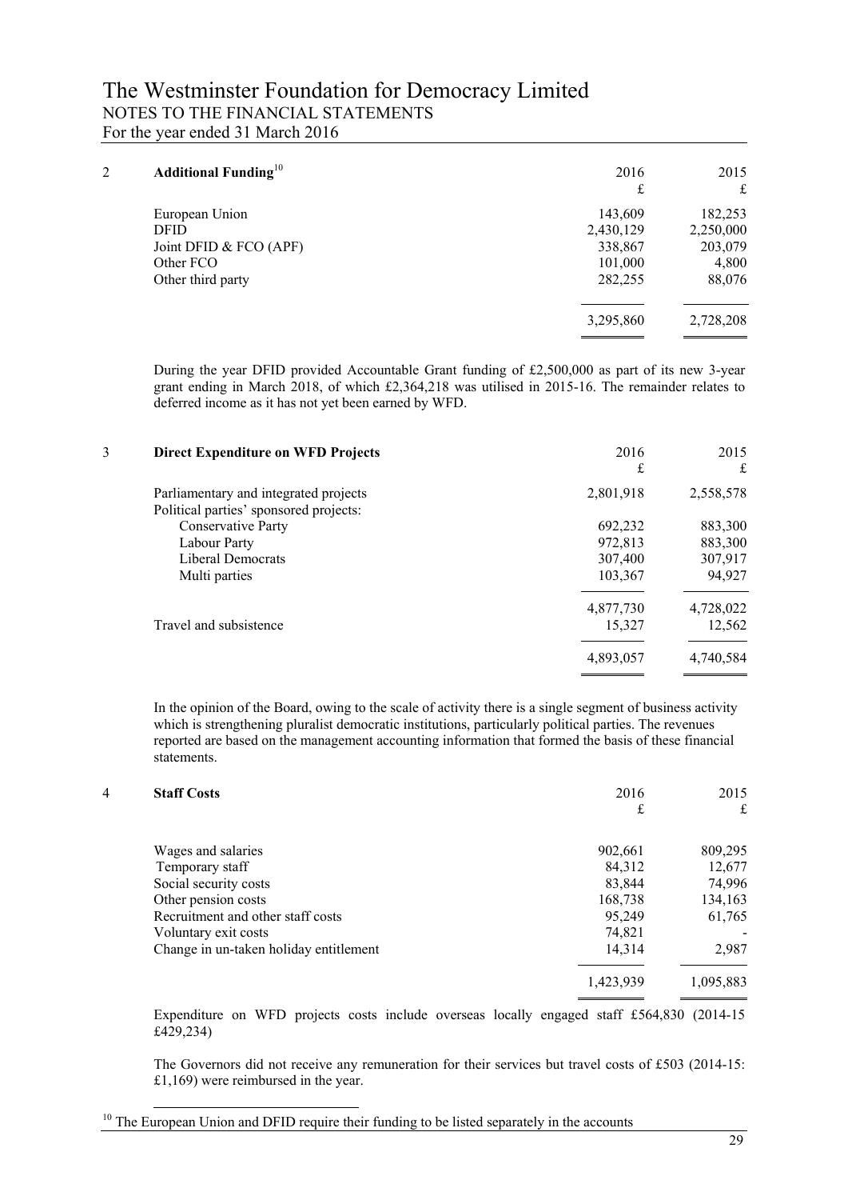# The Westminster Foundation for Democracy Limited

NOTES TO THE FINANCIAL STATEMENTS

For the year ended 31 March 2016

## 2 Additional Funding[10]

| | 2016 £ | 2015 £ |
|---|---|---|
| European Union | 143,609 | 182,253 |
| DFID | 2,430,129 | 2,250,000 |
| Joint DFID & FCO (APF) | 338,867 | 203,079 |
| Other FCO | 101,000 | 4,800 |
| Other third party | 282,255 | 88,076 |
| | 3,295,860 | 2,728,208 |

During the year DFID provided Accountable Grant funding of £2,500,000 as part of its new 3-year grant ending in March 2018, of which £2,364,218 was utilised in 2015-16. The remainder relates to deferred income as it has not yet been earned by WFD.

## 3 Direct Expenditure on WFD Projects

| | 2016 £ | 2015 £ |
|---|---|---|
| Parliamentary and integrated projects | 2,801,918 | 2,558,578 |
| Political parties' sponsored projects: | | |
| Conservative Party | 692,232 | 883,300 |
| Labour Party | 972,813 | 883,300 |
| Liberal Democrats | 307,400 | 307,917 |
| Multi parties | 103,367 | 94,927 |
| | 4,877,730 | 4,728,022 |
| Travel and subsistence | 15,327 | 12,562 |
| | 4,893,057 | 4,740,584 |

In the opinion of the Board, owing to the scale of activity there is a single segment of business activity which is strengthening pluralist democratic institutions, particularly political parties. The revenues reported are based on the management accounting information that formed the basis of these financial statements.

## 4 Staff Costs

| | 2016 £ | 2015 £ |
|---|---|---|
| Wages and salaries | 902,661 | 809,295 |
| Temporary staff | 84,312 | 12,677 |
| Social security costs | 83,844 | 74,996 |
| Other pension costs | 168,738 | 134,163 |
| Recruitment and other staff costs | 95,249 | 61,765 |
| Voluntary exit costs | 74,821 | - |
| Change in un-taken holiday entitlement | 14,314 | 2,987 |
| | 1,423,939 | 1,095,883 |

Expenditure on WFD projects costs include overseas locally engaged staff £564,830 (2014-15 £429,234)

The Governors did not receive any remuneration for their services but travel costs of £503 (2014-15: £1,169) were reimbursed in the year.

[10] The European Union and DFID require their funding to be listed separately in the accounts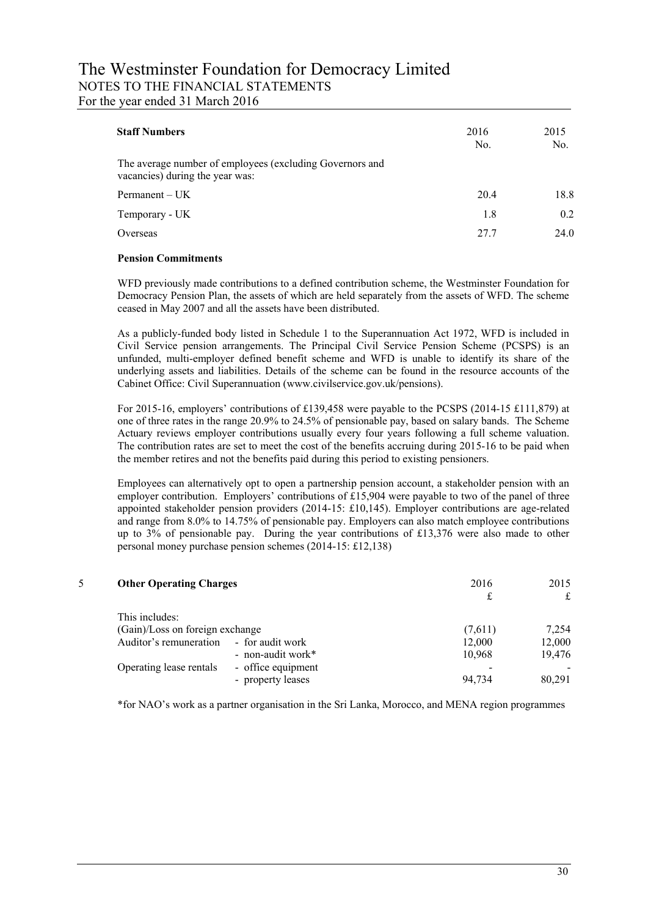**Staff Numbers**

| | 2016 No. | 2015 No. |
|---|---|---|
| The average number of employees (excluding Governors and vacancies) during the year was: | | |
| Permanent – UK | 20.4 | 18.8 |
| Temporary - UK | 1.8 | 0.2 |
| Overseas | 27.7 | 24.0 |

**Pension Commitments**

WFD previously made contributions to a defined contribution scheme, the Westminster Foundation for Democracy Pension Plan, the assets of which are held separately from the assets of WFD. The scheme ceased in May 2007 and all the assets have been distributed.

As a publicly-funded body listed in Schedule 1 to the Superannuation Act 1972, WFD is included in Civil Service pension arrangements. The Principal Civil Service Pension Scheme (PCSPS) is an unfunded, multi-employer defined benefit scheme and WFD is unable to identify its share of the underlying assets and liabilities. Details of the scheme can be found in the resource accounts of the Cabinet Office: Civil Superannuation (www.civilservice.gov.uk/pensions).

For 2015-16, employers' contributions of £139,458 were payable to the PCSPS (2014-15 £111,879) at one of three rates in the range 20.9% to 24.5% of pensionable pay, based on salary bands. The Scheme Actuary reviews employer contributions usually every four years following a full scheme valuation. The contribution rates are set to meet the cost of the benefits accruing during 2015-16 to be paid when the member retires and not the benefits paid during this period to existing pensioners.

Employees can alternatively opt to open a partnership pension account, a stakeholder pension with an employer contribution. Employers' contributions of £15,904 were payable to two of the panel of three appointed stakeholder pension providers (2014-15: £10,145). Employer contributions are age-related and range from 8.0% to 14.75% of pensionable pay. Employers can also match employee contributions up to 3% of pensionable pay. During the year contributions of £13,376 were also made to other personal money purchase pension schemes (2014-15: £12,138)

## 5 Other Operating Charges

| | | 2016 £ | 2015 £ |
|---|---|---|---|
| This includes: | | | |
| (Gain)/Loss on foreign exchange | | (7,611) | 7,254 |
| Auditor's remuneration | - for audit work | 12,000 | 12,000 |
| | - non-audit work* | 10,968 | 19,476 |
| Operating lease rentals | - office equipment | - | - |
| | - property leases | 94,734 | 80,291 |

*for NAO's work as a partner organisation in the Sri Lanka, Morocco, and MENA region programmes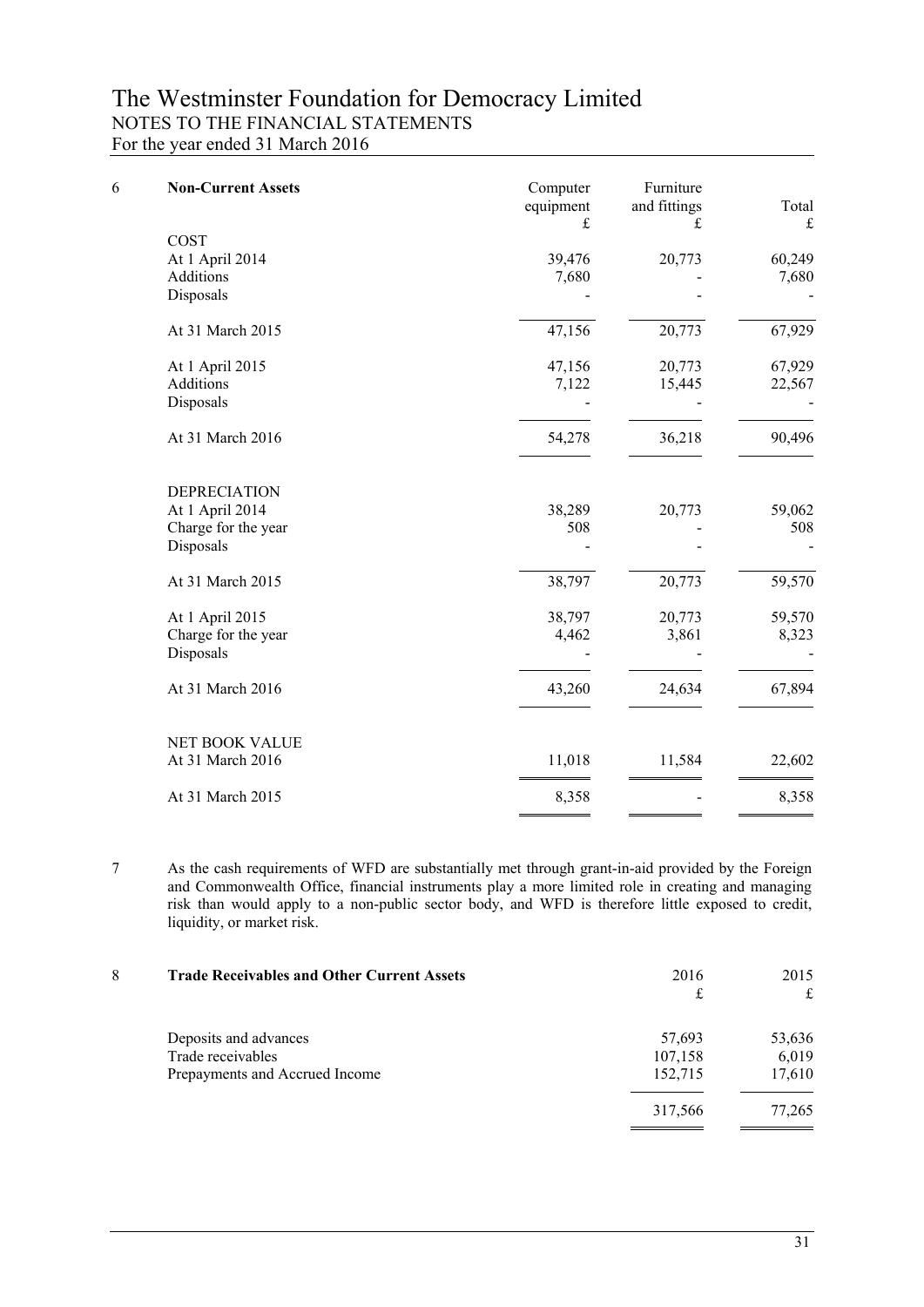# The Westminster Foundation for Democracy Limited
## NOTES TO THE FINANCIAL STATEMENTS
For the year ended 31 March 2016

**6 Non-Current Assets**

| | Computer equipment £ | Furniture and fittings £ | Total £ |
|---|---|---|---|
| **COST** | | | |
| At 1 April 2014 | 39,476 | 20,773 | 60,249 |
| Additions | 7,680 | - | 7,680 |
| Disposals | - | - | - |
| At 31 March 2015 | 47,156 | 20,773 | 67,929 |
| At 1 April 2015 | 47,156 | 20,773 | 67,929 |
| Additions | 7,122 | 15,445 | 22,567 |
| Disposals | - | - | - |
| At 31 March 2016 | 54,278 | 36,218 | 90,496 |
| **DEPRECIATION** | | | |
| At 1 April 2014 | 38,289 | 20,773 | 59,062 |
| Charge for the year | 508 | - | 508 |
| Disposals | - | - | - |
| At 31 March 2015 | 38,797 | 20,773 | 59,570 |
| At 1 April 2015 | 38,797 | 20,773 | 59,570 |
| Charge for the year | 4,462 | 3,861 | 8,323 |
| Disposals | - | - | - |
| At 31 March 2016 | 43,260 | 24,634 | 67,894 |
| **NET BOOK VALUE** | | | |
| At 31 March 2016 | 11,018 | 11,584 | 22,602 |
| At 31 March 2015 | 8,358 | - | 8,358 |

7 As the cash requirements of WFD are substantially met through grant-in-aid provided by the Foreign and Commonwealth Office, financial instruments play a more limited role in creating and managing risk than would apply to a non-public sector body, and WFD is therefore little exposed to credit, liquidity, or market risk.

**8 Trade Receivables and Other Current Assets**

| | 2016 £ | 2015 £ |
|---|---|---|
| Deposits and advances | 57,693 | 53,636 |
| Trade receivables | 107,158 | 6,019 |
| Prepayments and Accrued Income | 152,715 | 17,610 |
| | 317,566 | 77,265 |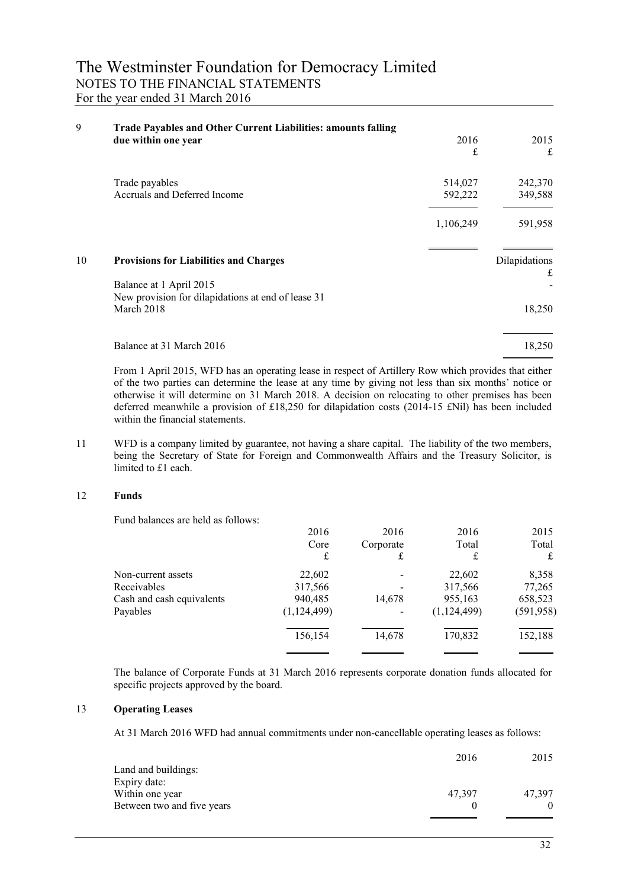# The Westminster Foundation for Democracy Limited

## NOTES TO THE FINANCIAL STATEMENTS

For the year ended 31 March 2016

### 9 Trade Payables and Other Current Liabilities: amounts falling due within one year

| | 2016 £ | 2015 £ |
|---|---|---|
| Trade payables | 514,027 | 242,370 |
| Accruals and Deferred Income | 592,222 | 349,588 |
| | 1,106,249 | 591,958 |

### 10 Provisions for Liabilities and Charges

| | Dilapidations £ |
|---|---|
| Balance at 1 April 2015 | - |
| New provision for dilapidations at end of lease 31 March 2018 | 18,250 |
| Balance at 31 March 2016 | 18,250 |

From 1 April 2015, WFD has an operating lease in respect of Artillery Row which provides that either of the two parties can determine the lease at any time by giving not less than six months' notice or otherwise it will determine on 31 March 2018. A decision on relocating to other premises has been deferred meanwhile a provision of £18,250 for dilapidation costs (2014-15 £Nil) has been included within the financial statements.

### 11

WFD is a company limited by guarantee, not having a share capital. The liability of the two members, being the Secretary of State for Foreign and Commonwealth Affairs and the Treasury Solicitor, is limited to £1 each.

### 12 Funds

Fund balances are held as follows:

| | 2016 Core £ | 2016 Corporate £ | 2016 Total £ | 2015 Total £ |
|---|---|---|---|---|
| Non-current assets | 22,602 | - | 22,602 | 8,358 |
| Receivables | 317,566 | - | 317,566 | 77,265 |
| Cash and cash equivalents | 940,485 | 14,678 | 955,163 | 658,523 |
| Payables | (1,124,499) | - | (1,124,499) | (591,958) |
| | 156,154 | 14,678 | 170,832 | 152,188 |

The balance of Corporate Funds at 31 March 2016 represents corporate donation funds allocated for specific projects approved by the board.

### 13 Operating Leases

At 31 March 2016 WFD had annual commitments under non-cancellable operating leases as follows:

| | 2016 | 2015 |
|---|---|---|
| Land and buildings: | | |
| Expiry date: | | |
| Within one year | 47,397 | 47,397 |
| Between two and five years | 0 | 0 |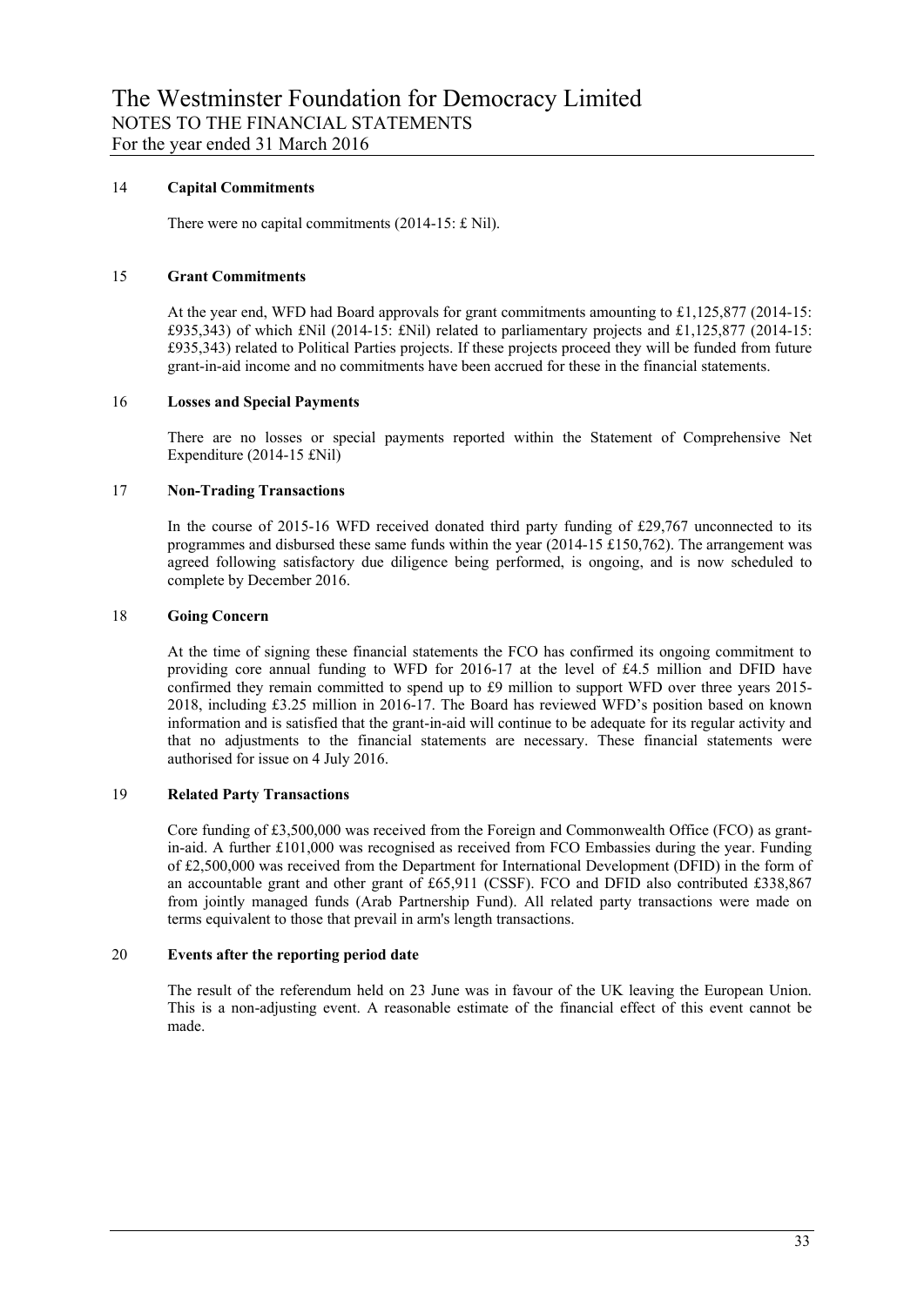## 14 Capital Commitments

There were no capital commitments (2014-15: £ Nil).

## 15 Grant Commitments

At the year end, WFD had Board approvals for grant commitments amounting to £1,125,877 (2014-15: £935,343) of which £Nil (2014-15: £Nil) related to parliamentary projects and £1,125,877 (2014-15: £935,343) related to Political Parties projects. If these projects proceed they will be funded from future grant-in-aid income and no commitments have been accrued for these in the financial statements.

## 16 Losses and Special Payments

There are no losses or special payments reported within the Statement of Comprehensive Net Expenditure (2014-15 £Nil)

## 17 Non-Trading Transactions

In the course of 2015-16 WFD received donated third party funding of £29,767 unconnected to its programmes and disbursed these same funds within the year (2014-15 £150,762). The arrangement was agreed following satisfactory due diligence being performed, is ongoing, and is now scheduled to complete by December 2016.

## 18 Going Concern

At the time of signing these financial statements the FCO has confirmed its ongoing commitment to providing core annual funding to WFD for 2016-17 at the level of £4.5 million and DFID have confirmed they remain committed to spend up to £9 million to support WFD over three years 2015-2018, including £3.25 million in 2016-17. The Board has reviewed WFD's position based on known information and is satisfied that the grant-in-aid will continue to be adequate for its regular activity and that no adjustments to the financial statements are necessary. These financial statements were authorised for issue on 4 July 2016.

## 19 Related Party Transactions

Core funding of £3,500,000 was received from the Foreign and Commonwealth Office (FCO) as grant-in-aid. A further £101,000 was recognised as received from FCO Embassies during the year. Funding of £2,500,000 was received from the Department for International Development (DFID) in the form of an accountable grant and other grant of £65,911 (CSSF). FCO and DFID also contributed £338,867 from jointly managed funds (Arab Partnership Fund). All related party transactions were made on terms equivalent to those that prevail in arm's length transactions.

## 20 Events after the reporting period date

The result of the referendum held on 23 June was in favour of the UK leaving the European Union. This is a non-adjusting event. A reasonable estimate of the financial effect of this event cannot be made.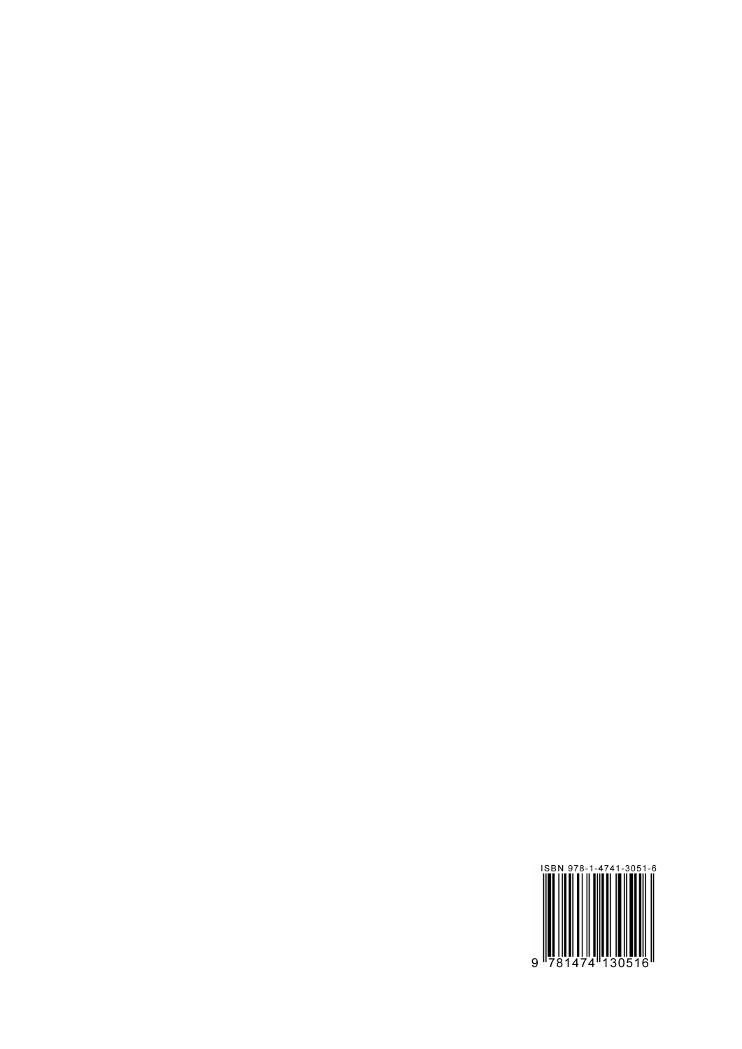ISBN 978-1-4741-3051-6

9 781474 130516